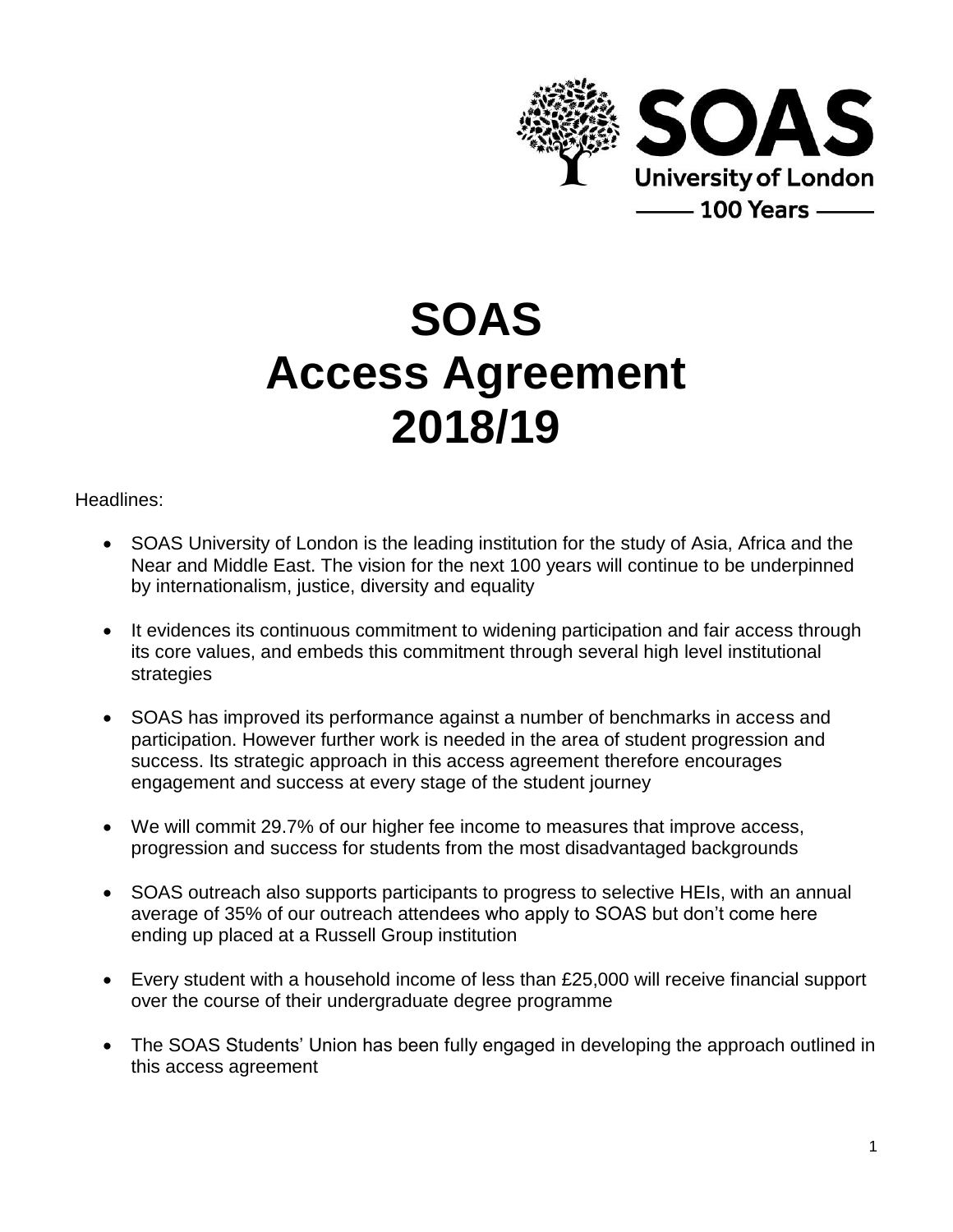# SOAS
# Access Agreement
# 2018/19

Headlines:

- SOAS University of London is the leading institution for the study of Asia, Africa and the Near and Middle East. The vision for the next 100 years will continue to be underpinned by internationalism, justice, diversity and equality
- It evidences its continuous commitment to widening participation and fair access through its core values, and embeds this commitment through several high level institutional strategies
- SOAS has improved its performance against a number of benchmarks in access and participation. However further work is needed in the area of student progression and success. Its strategic approach in this access agreement therefore encourages engagement and success at every stage of the student journey
- We will commit 29.7% of our higher fee income to measures that improve access, progression and success for students from the most disadvantaged backgrounds
- SOAS outreach also supports participants to progress to selective HEIs, with an annual average of 35% of our outreach attendees who apply to SOAS but don't come here ending up placed at a Russell Group institution
- Every student with a household income of less than £25,000 will receive financial support over the course of their undergraduate degree programme
- The SOAS Students' Union has been fully engaged in developing the approach outlined in this access agreement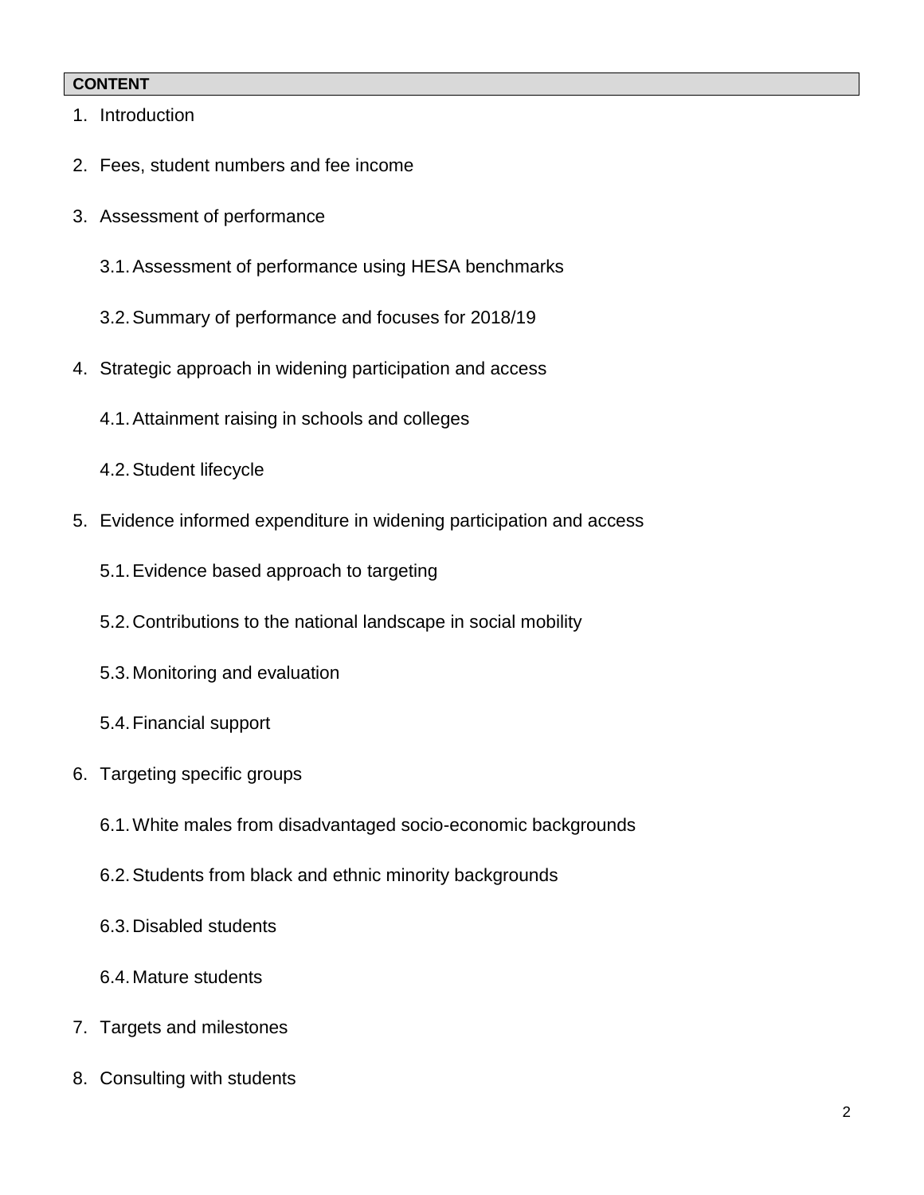**CONTENT**

1. Introduction
2. Fees, student numbers and fee income
3. Assessment of performance
    3.1. Assessment of performance using HESA benchmarks
    3.2. Summary of performance and focuses for 2018/19
4. Strategic approach in widening participation and access
    4.1. Attainment raising in schools and colleges
    4.2. Student lifecycle
5. Evidence informed expenditure in widening participation and access
    5.1. Evidence based approach to targeting
    5.2. Contributions to the national landscape in social mobility
    5.3. Monitoring and evaluation
    5.4. Financial support
6. Targeting specific groups
    6.1. White males from disadvantaged socio-economic backgrounds
    6.2. Students from black and ethnic minority backgrounds
    6.3. Disabled students
    6.4. Mature students
7. Targets and milestones
8. Consulting with students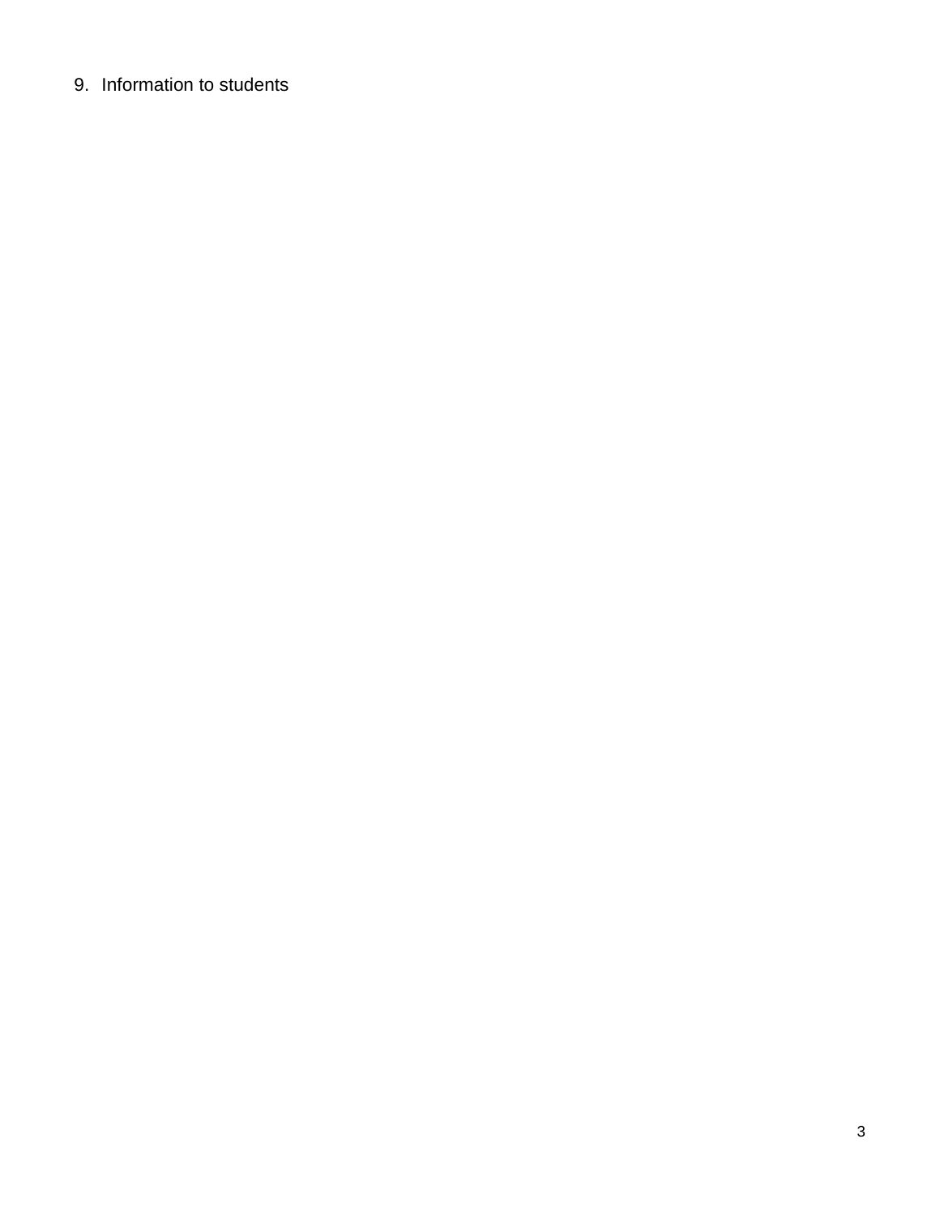9. Information to students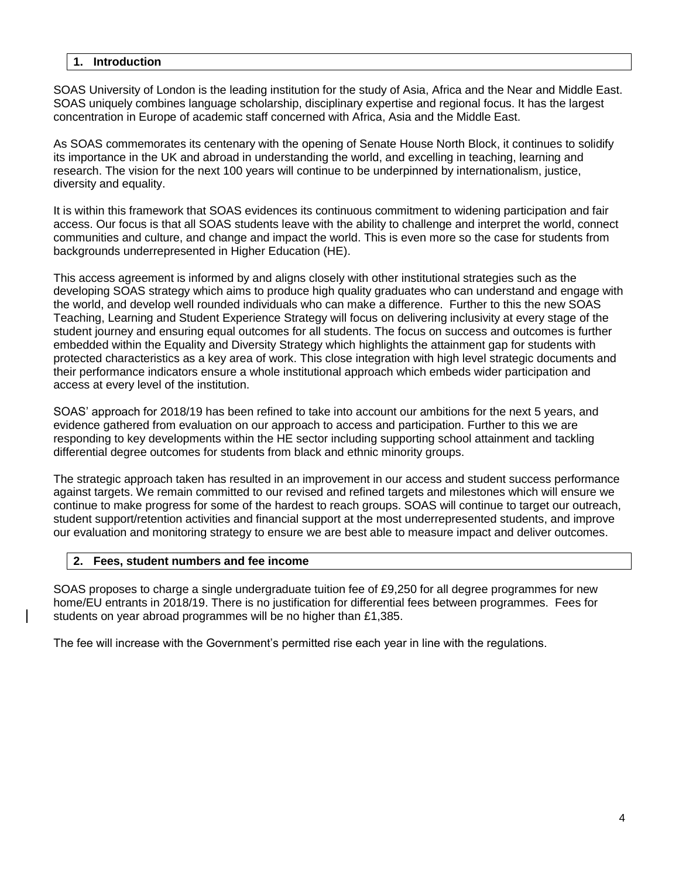## 1. Introduction

SOAS University of London is the leading institution for the study of Asia, Africa and the Near and Middle East. SOAS uniquely combines language scholarship, disciplinary expertise and regional focus. It has the largest concentration in Europe of academic staff concerned with Africa, Asia and the Middle East.

As SOAS commemorates its centenary with the opening of Senate House North Block, it continues to solidify its importance in the UK and abroad in understanding the world, and excelling in teaching, learning and research. The vision for the next 100 years will continue to be underpinned by internationalism, justice, diversity and equality.

It is within this framework that SOAS evidences its continuous commitment to widening participation and fair access. Our focus is that all SOAS students leave with the ability to challenge and interpret the world, connect communities and culture, and change and impact the world. This is even more so the case for students from backgrounds underrepresented in Higher Education (HE).

This access agreement is informed by and aligns closely with other institutional strategies such as the developing SOAS strategy which aims to produce high quality graduates who can understand and engage with the world, and develop well rounded individuals who can make a difference. Further to this the new SOAS Teaching, Learning and Student Experience Strategy will focus on delivering inclusivity at every stage of the student journey and ensuring equal outcomes for all students. The focus on success and outcomes is further embedded within the Equality and Diversity Strategy which highlights the attainment gap for students with protected characteristics as a key area of work. This close integration with high level strategic documents and their performance indicators ensure a whole institutional approach which embeds wider participation and access at every level of the institution.

SOAS' approach for 2018/19 has been refined to take into account our ambitions for the next 5 years, and evidence gathered from evaluation on our approach to access and participation. Further to this we are responding to key developments within the HE sector including supporting school attainment and tackling differential degree outcomes for students from black and ethnic minority groups.

The strategic approach taken has resulted in an improvement in our access and student success performance against targets. We remain committed to our revised and refined targets and milestones which will ensure we continue to make progress for some of the hardest to reach groups. SOAS will continue to target our outreach, student support/retention activities and financial support at the most underrepresented students, and improve our evaluation and monitoring strategy to ensure we are best able to measure impact and deliver outcomes.

## 2. Fees, student numbers and fee income

SOAS proposes to charge a single undergraduate tuition fee of £9,250 for all degree programmes for new home/EU entrants in 2018/19. There is no justification for differential fees between programmes. Fees for students on year abroad programmes will be no higher than £1,385.

The fee will increase with the Government's permitted rise each year in line with the regulations.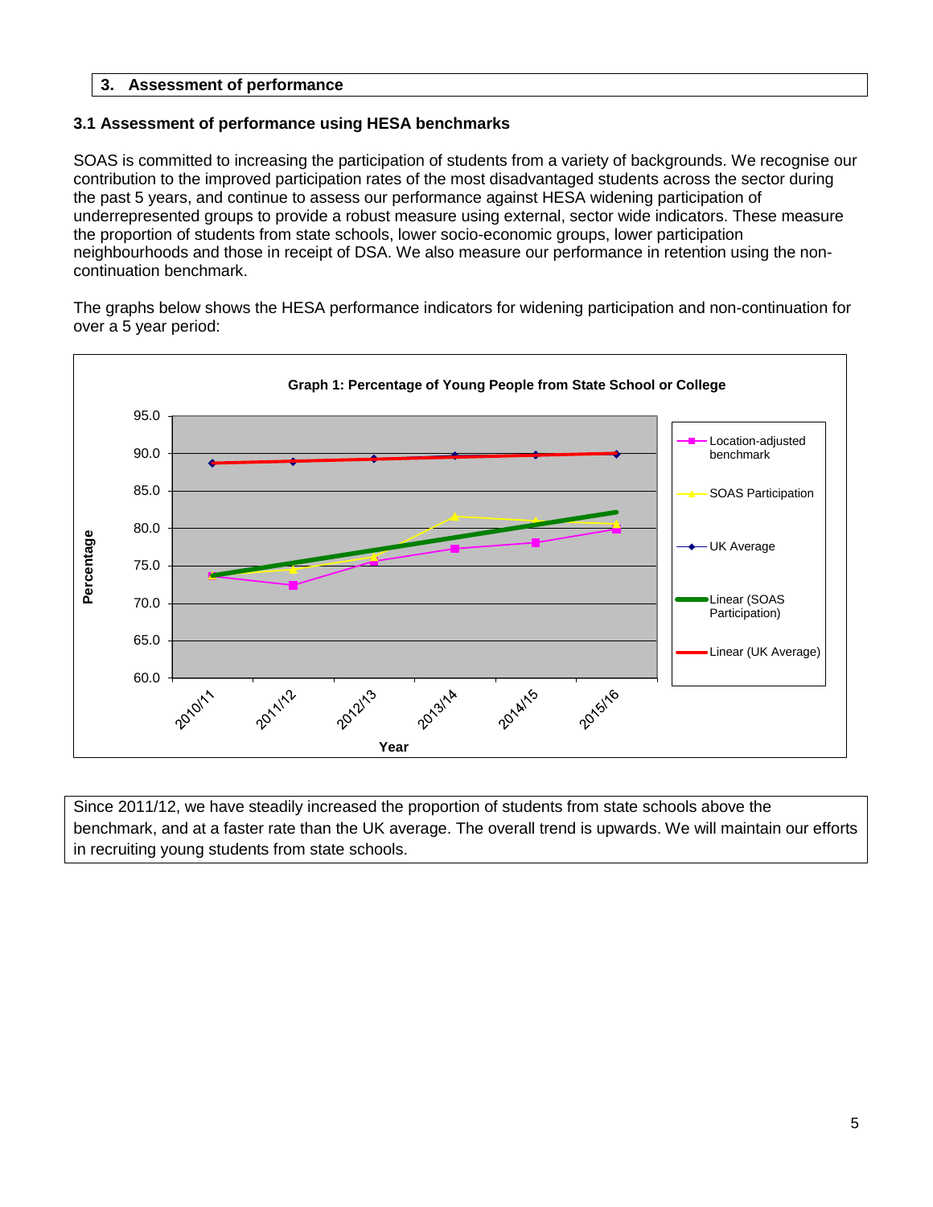## 3. Assessment of performance

### 3.1 Assessment of performance using HESA benchmarks

SOAS is committed to increasing the participation of students from a variety of backgrounds. We recognise our contribution to the improved participation rates of the most disadvantaged students across the sector during the past 5 years, and continue to assess our performance against HESA widening participation of underrepresented groups to provide a robust measure using external, sector wide indicators. These measure the proportion of students from state schools, lower socio-economic groups, lower participation neighbourhoods and those in receipt of DSA. We also measure our performance in retention using the non-continuation benchmark.

The graphs below shows the HESA performance indicators for widening participation and non-continuation for over a 5 year period:

**Graph 1: Percentage of Young People from State School or College**

Since 2011/12, we have steadily increased the proportion of students from state schools above the benchmark, and at a faster rate than the UK average. The overall trend is upwards. We will maintain our efforts in recruiting young students from state schools.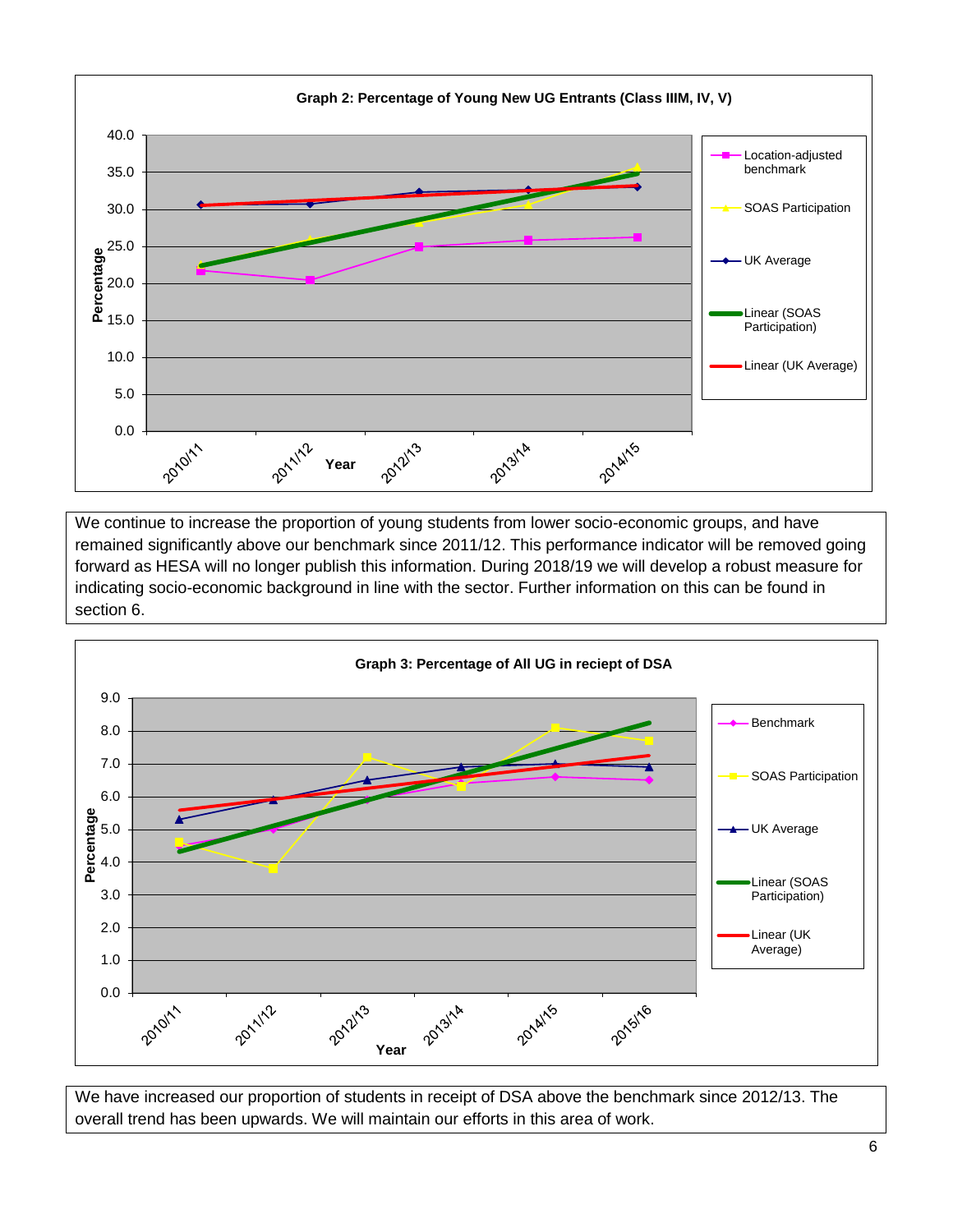**Graph 2: Percentage of Young New UG Entrants (Class IIIM, IV, V)**

We continue to increase the proportion of young students from lower socio-economic groups, and have remained significantly above our benchmark since 2011/12. This performance indicator will be removed going forward as HESA will no longer publish this information. During 2018/19 we will develop a robust measure for indicating socio-economic background in line with the sector. Further information on this can be found in section 6.

**Graph 3: Percentage of All UG in reciept of DSA**

We have increased our proportion of students in receipt of DSA above the benchmark since 2012/13. The overall trend has been upwards. We will maintain our efforts in this area of work.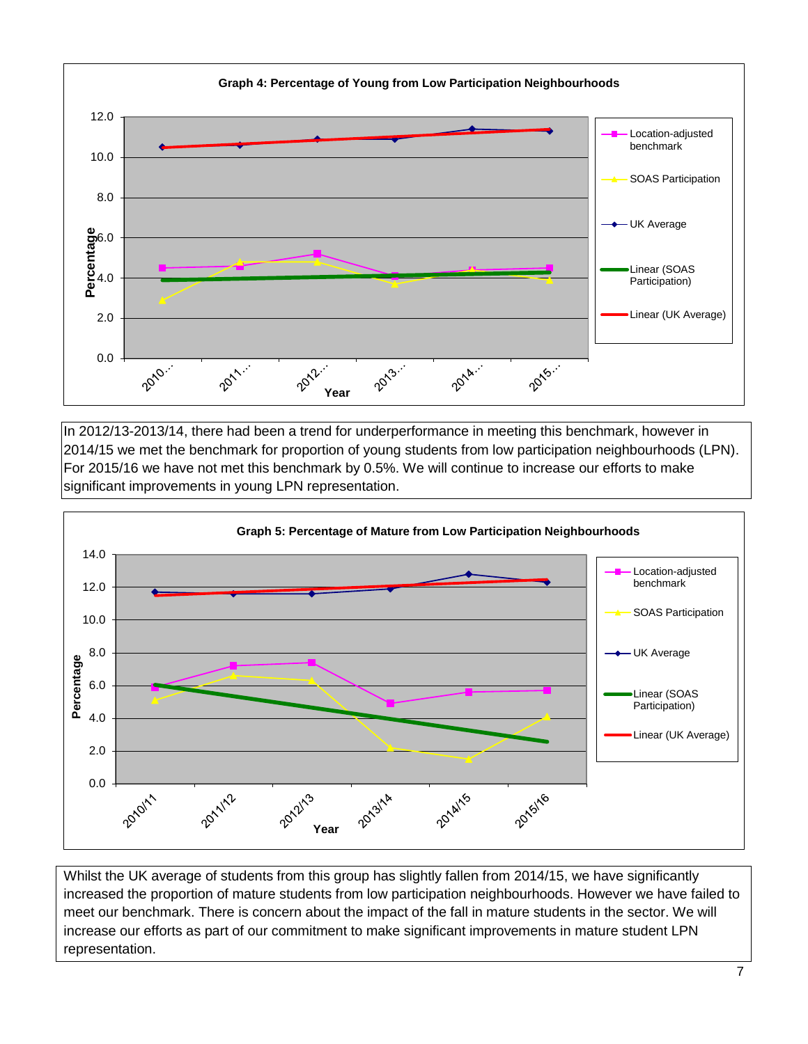**Graph 4: Percentage of Young from Low Participation Neighbourhoods**

In 2012/13-2013/14, there had been a trend for underperformance in meeting this benchmark, however in 2014/15 we met the benchmark for proportion of young students from low participation neighbourhoods (LPN). For 2015/16 we have not met this benchmark by 0.5%. We will continue to increase our efforts to make significant improvements in young LPN representation.

**Graph 5: Percentage of Mature from Low Participation Neighbourhoods**

Whilst the UK average of students from this group has slightly fallen from 2014/15, we have significantly increased the proportion of mature students from low participation neighbourhoods. However we have failed to meet our benchmark. There is concern about the impact of the fall in mature students in the sector. We will increase our efforts as part of our commitment to make significant improvements in mature student LPN representation.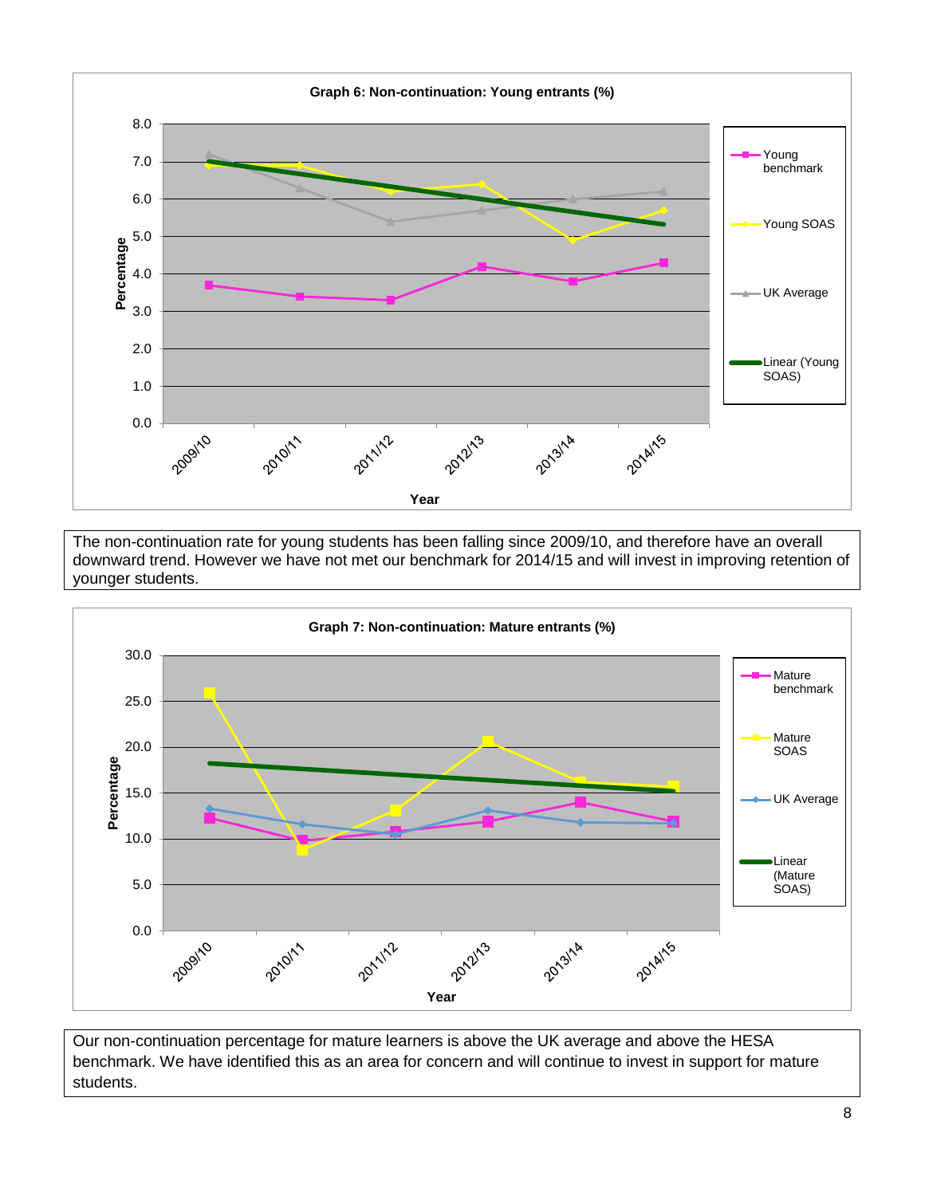**Graph 6: Non-continuation: Young entrants (%)**

The non-continuation rate for young students has been falling since 2009/10, and therefore have an overall downward trend. However we have not met our benchmark for 2014/15 and will invest in improving retention of younger students.

**Graph 7: Non-continuation: Mature entrants (%)**

Our non-continuation percentage for mature learners is above the UK average and above the HESA benchmark. We have identified this as an area for concern and will continue to invest in support for mature students.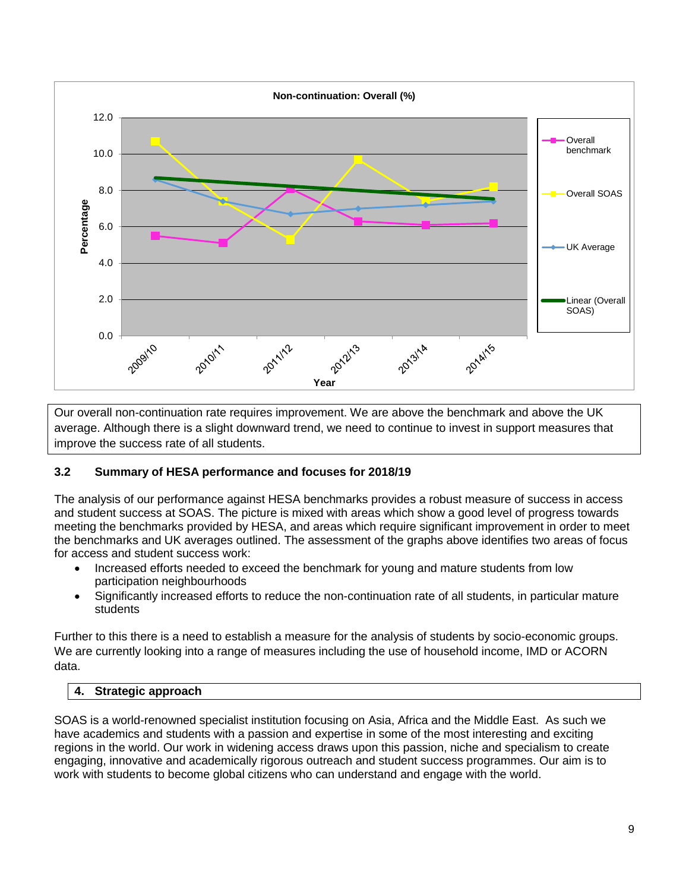**Non-continuation: Overall (%)**

Our overall non-continuation rate requires improvement. We are above the benchmark and above the UK average. Although there is a slight downward trend, we need to continue to invest in support measures that improve the success rate of all students.

### 3.2 Summary of HESA performance and focuses for 2018/19

The analysis of our performance against HESA benchmarks provides a robust measure of success in access and student success at SOAS. The picture is mixed with areas which show a good level of progress towards meeting the benchmarks provided by HESA, and areas which require significant improvement in order to meet the benchmarks and UK averages outlined. The assessment of the graphs above identifies two areas of focus for access and student success work:

- Increased efforts needed to exceed the benchmark for young and mature students from low participation neighbourhoods
- Significantly increased efforts to reduce the non-continuation rate of all students, in particular mature students

Further to this there is a need to establish a measure for the analysis of students by socio-economic groups. We are currently looking into a range of measures including the use of household income, IMD or ACORN data.

## 4. Strategic approach

SOAS is a world-renowned specialist institution focusing on Asia, Africa and the Middle East. As such we have academics and students with a passion and expertise in some of the most interesting and exciting regions in the world. Our work in widening access draws upon this passion, niche and specialism to create engaging, innovative and academically rigorous outreach and student success programmes. Our aim is to work with students to become global citizens who can understand and engage with the world.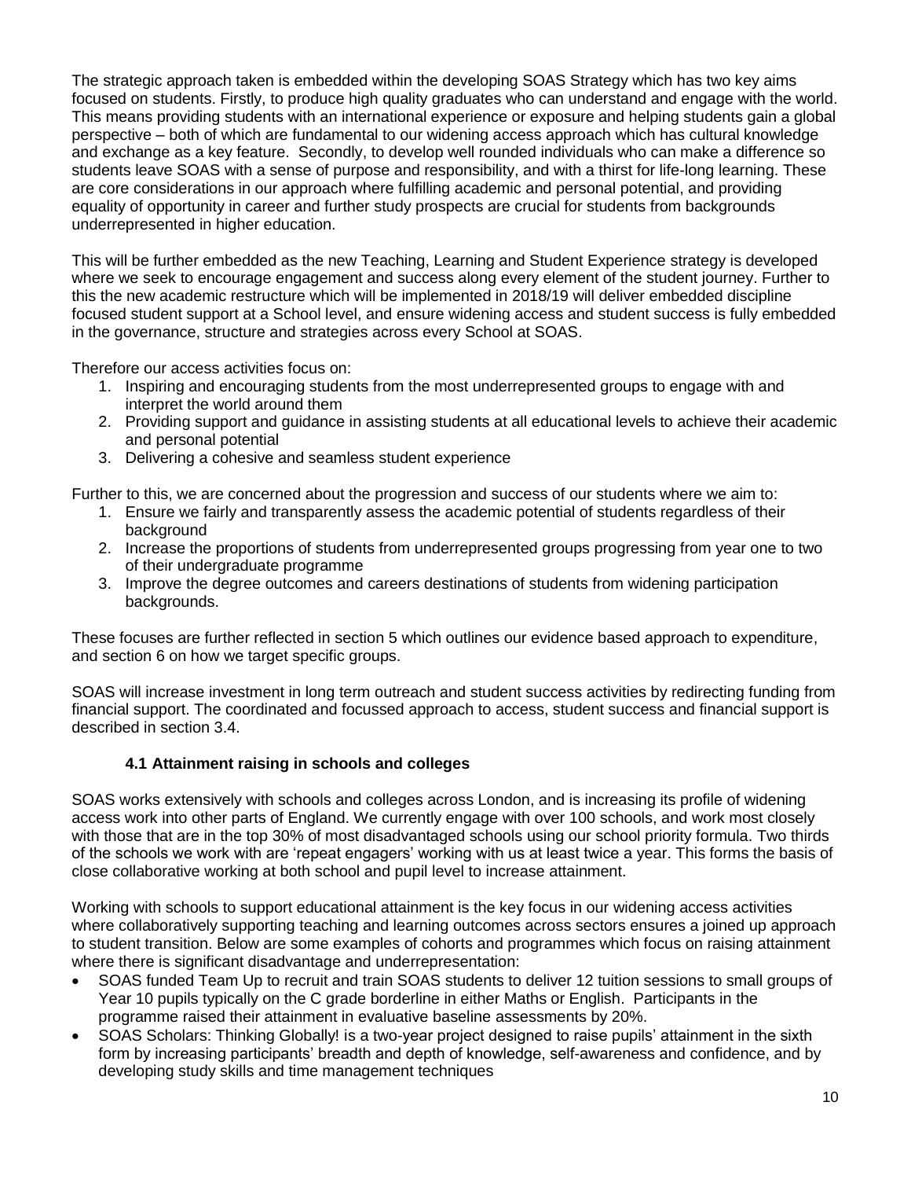The strategic approach taken is embedded within the developing SOAS Strategy which has two key aims focused on students. Firstly, to produce high quality graduates who can understand and engage with the world. This means providing students with an international experience or exposure and helping students gain a global perspective – both of which are fundamental to our widening access approach which has cultural knowledge and exchange as a key feature. Secondly, to develop well rounded individuals who can make a difference so students leave SOAS with a sense of purpose and responsibility, and with a thirst for life-long learning. These are core considerations in our approach where fulfilling academic and personal potential, and providing equality of opportunity in career and further study prospects are crucial for students from backgrounds underrepresented in higher education.

This will be further embedded as the new Teaching, Learning and Student Experience strategy is developed where we seek to encourage engagement and success along every element of the student journey. Further to this the new academic restructure which will be implemented in 2018/19 will deliver embedded discipline focused student support at a School level, and ensure widening access and student success is fully embedded in the governance, structure and strategies across every School at SOAS.

Therefore our access activities focus on:

1. Inspiring and encouraging students from the most underrepresented groups to engage with and interpret the world around them
2. Providing support and guidance in assisting students at all educational levels to achieve their academic and personal potential
3. Delivering a cohesive and seamless student experience

Further to this, we are concerned about the progression and success of our students where we aim to:

1. Ensure we fairly and transparently assess the academic potential of students regardless of their background
2. Increase the proportions of students from underrepresented groups progressing from year one to two of their undergraduate programme
3. Improve the degree outcomes and careers destinations of students from widening participation backgrounds.

These focuses are further reflected in section 5 which outlines our evidence based approach to expenditure, and section 6 on how we target specific groups.

SOAS will increase investment in long term outreach and student success activities by redirecting funding from financial support. The coordinated and focussed approach to access, student success and financial support is described in section 3.4.

### 4.1 Attainment raising in schools and colleges

SOAS works extensively with schools and colleges across London, and is increasing its profile of widening access work into other parts of England. We currently engage with over 100 schools, and work most closely with those that are in the top 30% of most disadvantaged schools using our school priority formula. Two thirds of the schools we work with are 'repeat engagers' working with us at least twice a year. This forms the basis of close collaborative working at both school and pupil level to increase attainment.

Working with schools to support educational attainment is the key focus in our widening access activities where collaboratively supporting teaching and learning outcomes across sectors ensures a joined up approach to student transition. Below are some examples of cohorts and programmes which focus on raising attainment where there is significant disadvantage and underrepresentation:

- SOAS funded Team Up to recruit and train SOAS students to deliver 12 tuition sessions to small groups of Year 10 pupils typically on the C grade borderline in either Maths or English. Participants in the programme raised their attainment in evaluative baseline assessments by 20%.
- SOAS Scholars: Thinking Globally! is a two-year project designed to raise pupils' attainment in the sixth form by increasing participants' breadth and depth of knowledge, self-awareness and confidence, and by developing study skills and time management techniques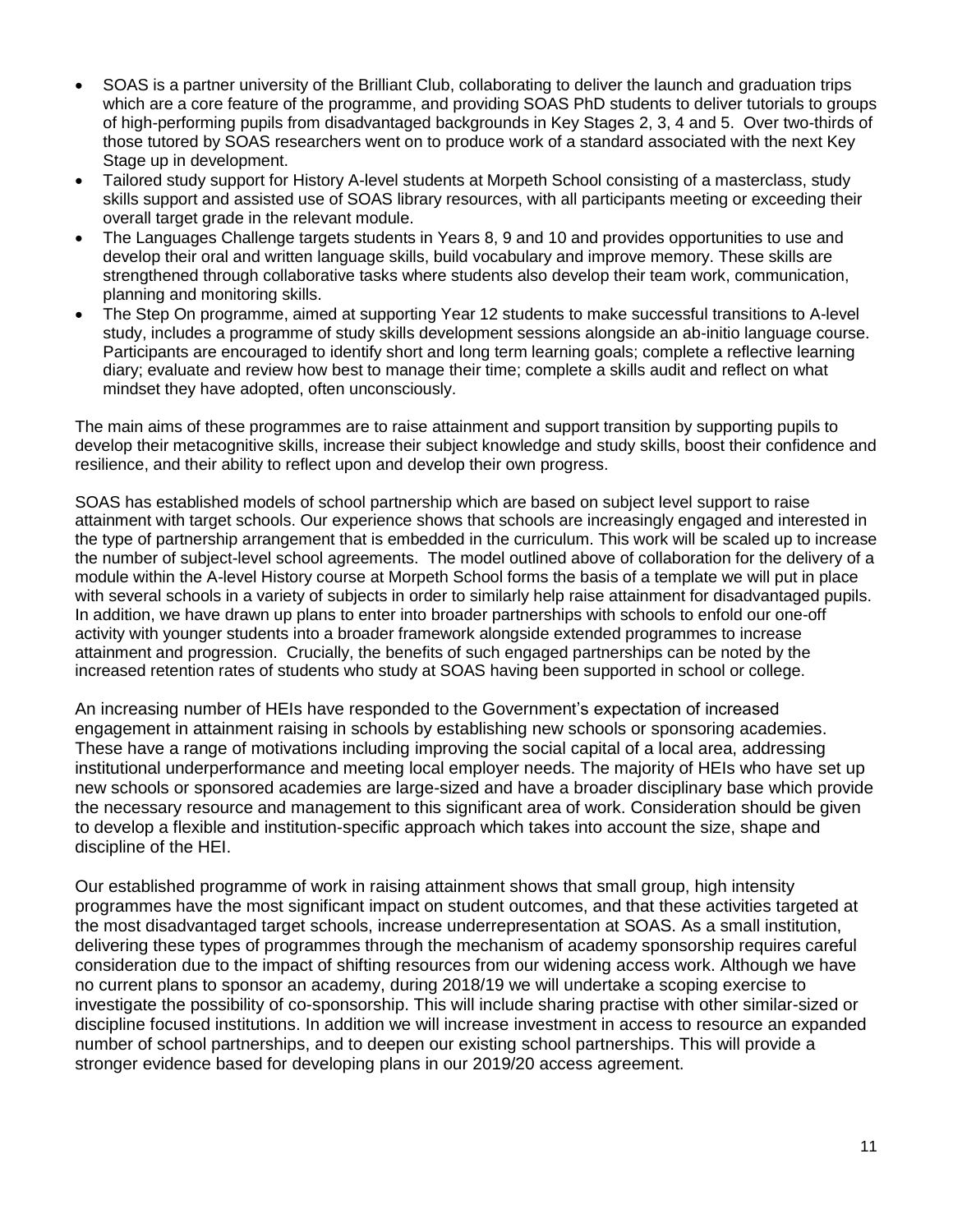- SOAS is a partner university of the Brilliant Club, collaborating to deliver the launch and graduation trips which are a core feature of the programme, and providing SOAS PhD students to deliver tutorials to groups of high-performing pupils from disadvantaged backgrounds in Key Stages 2, 3, 4 and 5. Over two-thirds of those tutored by SOAS researchers went on to produce work of a standard associated with the next Key Stage up in development.
- Tailored study support for History A-level students at Morpeth School consisting of a masterclass, study skills support and assisted use of SOAS library resources, with all participants meeting or exceeding their overall target grade in the relevant module.
- The Languages Challenge targets students in Years 8, 9 and 10 and provides opportunities to use and develop their oral and written language skills, build vocabulary and improve memory. These skills are strengthened through collaborative tasks where students also develop their team work, communication, planning and monitoring skills.
- The Step On programme, aimed at supporting Year 12 students to make successful transitions to A-level study, includes a programme of study skills development sessions alongside an ab-initio language course. Participants are encouraged to identify short and long term learning goals; complete a reflective learning diary; evaluate and review how best to manage their time; complete a skills audit and reflect on what mindset they have adopted, often unconsciously.

The main aims of these programmes are to raise attainment and support transition by supporting pupils to develop their metacognitive skills, increase their subject knowledge and study skills, boost their confidence and resilience, and their ability to reflect upon and develop their own progress.

SOAS has established models of school partnership which are based on subject level support to raise attainment with target schools. Our experience shows that schools are increasingly engaged and interested in the type of partnership arrangement that is embedded in the curriculum. This work will be scaled up to increase the number of subject-level school agreements. The model outlined above of collaboration for the delivery of a module within the A-level History course at Morpeth School forms the basis of a template we will put in place with several schools in a variety of subjects in order to similarly help raise attainment for disadvantaged pupils. In addition, we have drawn up plans to enter into broader partnerships with schools to enfold our one-off activity with younger students into a broader framework alongside extended programmes to increase attainment and progression. Crucially, the benefits of such engaged partnerships can be noted by the increased retention rates of students who study at SOAS having been supported in school or college.

An increasing number of HEIs have responded to the Government's expectation of increased engagement in attainment raising in schools by establishing new schools or sponsoring academies. These have a range of motivations including improving the social capital of a local area, addressing institutional underperformance and meeting local employer needs. The majority of HEIs who have set up new schools or sponsored academies are large-sized and have a broader disciplinary base which provide the necessary resource and management to this significant area of work. Consideration should be given to develop a flexible and institution-specific approach which takes into account the size, shape and discipline of the HEI.

Our established programme of work in raising attainment shows that small group, high intensity programmes have the most significant impact on student outcomes, and that these activities targeted at the most disadvantaged target schools, increase underrepresentation at SOAS. As a small institution, delivering these types of programmes through the mechanism of academy sponsorship requires careful consideration due to the impact of shifting resources from our widening access work. Although we have no current plans to sponsor an academy, during 2018/19 we will undertake a scoping exercise to investigate the possibility of co-sponsorship. This will include sharing practise with other similar-sized or discipline focused institutions. In addition we will increase investment in access to resource an expanded number of school partnerships, and to deepen our existing school partnerships. This will provide a stronger evidence based for developing plans in our 2019/20 access agreement.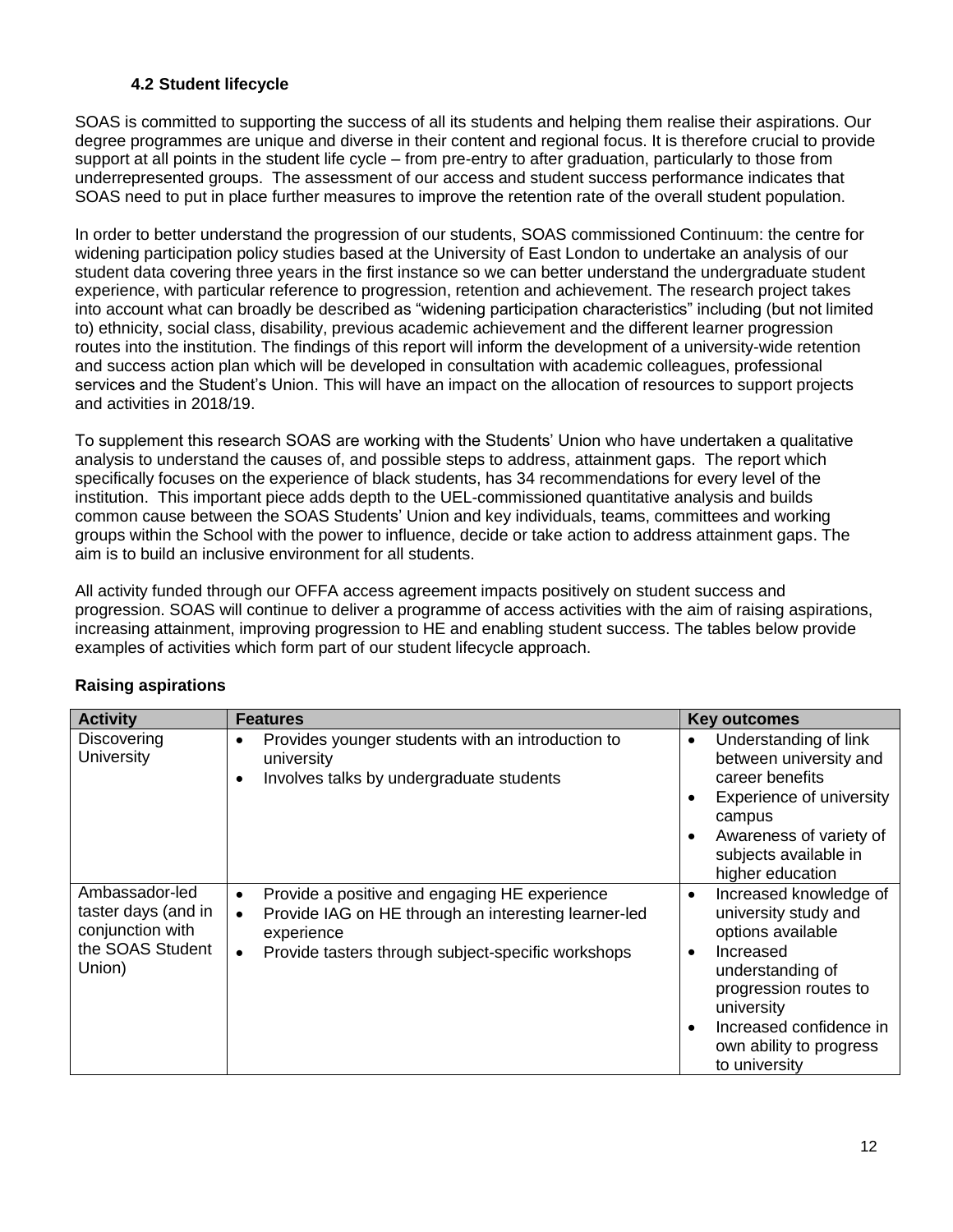### 4.2 Student lifecycle

SOAS is committed to supporting the success of all its students and helping them realise their aspirations. Our degree programmes are unique and diverse in their content and regional focus. It is therefore crucial to provide support at all points in the student life cycle – from pre-entry to after graduation, particularly to those from underrepresented groups. The assessment of our access and student success performance indicates that SOAS need to put in place further measures to improve the retention rate of the overall student population.

In order to better understand the progression of our students, SOAS commissioned Continuum: the centre for widening participation policy studies based at the University of East London to undertake an analysis of our student data covering three years in the first instance so we can better understand the undergraduate student experience, with particular reference to progression, retention and achievement. The research project takes into account what can broadly be described as "widening participation characteristics" including (but not limited to) ethnicity, social class, disability, previous academic achievement and the different learner progression routes into the institution. The findings of this report will inform the development of a university-wide retention and success action plan which will be developed in consultation with academic colleagues, professional services and the Student's Union. This will have an impact on the allocation of resources to support projects and activities in 2018/19.

To supplement this research SOAS are working with the Students' Union who have undertaken a qualitative analysis to understand the causes of, and possible steps to address, attainment gaps. The report which specifically focuses on the experience of black students, has 34 recommendations for every level of the institution. This important piece adds depth to the UEL-commissioned quantitative analysis and builds common cause between the SOAS Students' Union and key individuals, teams, committees and working groups within the School with the power to influence, decide or take action to address attainment gaps. The aim is to build an inclusive environment for all students.

All activity funded through our OFFA access agreement impacts positively on student success and progression. SOAS will continue to deliver a programme of access activities with the aim of raising aspirations, increasing attainment, improving progression to HE and enabling student success. The tables below provide examples of activities which form part of our student lifecycle approach.

**Raising aspirations**

| Activity | Features | Key outcomes |
|---|---|---|
| Discovering University | • Provides younger students with an introduction to university<br>• Involves talks by undergraduate students | • Understanding of link between university and career benefits<br>• Experience of university campus<br>• Awareness of variety of subjects available in higher education |
| Ambassador-led taster days (and in conjunction with the SOAS Student Union) | • Provide a positive and engaging HE experience<br>• Provide IAG on HE through an interesting learner-led experience<br>• Provide tasters through subject-specific workshops | • Increased knowledge of university study and options available<br>• Increased understanding of progression routes to university<br>• Increased confidence in own ability to progress to university |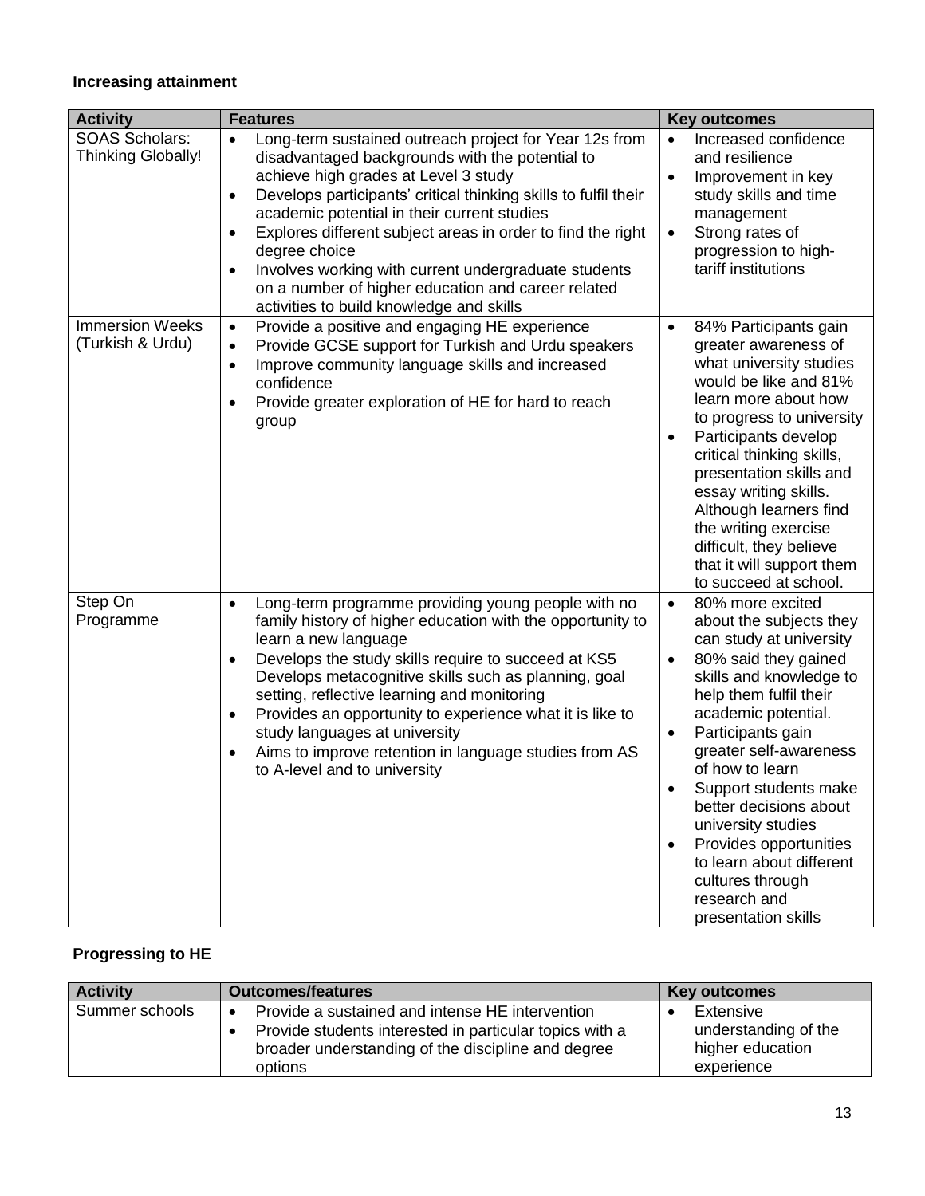**Increasing attainment**

| Activity | Features | Key outcomes |
|---|---|---|
| SOAS Scholars: Thinking Globally! | • Long-term sustained outreach project for Year 12s from disadvantaged backgrounds with the potential to achieve high grades at Level 3 study<br>• Develops participants' critical thinking skills to fulfil their academic potential in their current studies<br>• Explores different subject areas in order to find the right degree choice<br>• Involves working with current undergraduate students on a number of higher education and career related activities to build knowledge and skills | • Increased confidence and resilience<br>• Improvement in key study skills and time management<br>• Strong rates of progression to high-tariff institutions |
| Immersion Weeks (Turkish & Urdu) | • Provide a positive and engaging HE experience<br>• Provide GCSE support for Turkish and Urdu speakers<br>• Improve community language skills and increased confidence<br>• Provide greater exploration of HE for hard to reach group | • 84% Participants gain greater awareness of what university studies would be like and 81% learn more about how to progress to university<br>• Participants develop critical thinking skills, presentation skills and essay writing skills. Although learners find the writing exercise difficult, they believe that it will support them to succeed at school. |
| Step On Programme | • Long-term programme providing young people with no family history of higher education with the opportunity to learn a new language<br>• Develops the study skills require to succeed at KS5 Develops metacognitive skills such as planning, goal setting, reflective learning and monitoring<br>• Provides an opportunity to experience what it is like to study languages at university<br>• Aims to improve retention in language studies from AS to A-level and to university | • 80% more excited about the subjects they can study at university<br>• 80% said they gained skills and knowledge to help them fulfil their academic potential.<br>• Participants gain greater self-awareness of how to learn<br>• Support students make better decisions about university studies<br>• Provides opportunities to learn about different cultures through research and presentation skills |

**Progressing to HE**

| Activity | Outcomes/features | Key outcomes |
|---|---|---|
| Summer schools | • Provide a sustained and intense HE intervention<br>• Provide students interested in particular topics with a broader understanding of the discipline and degree options | • Extensive understanding of the higher education experience |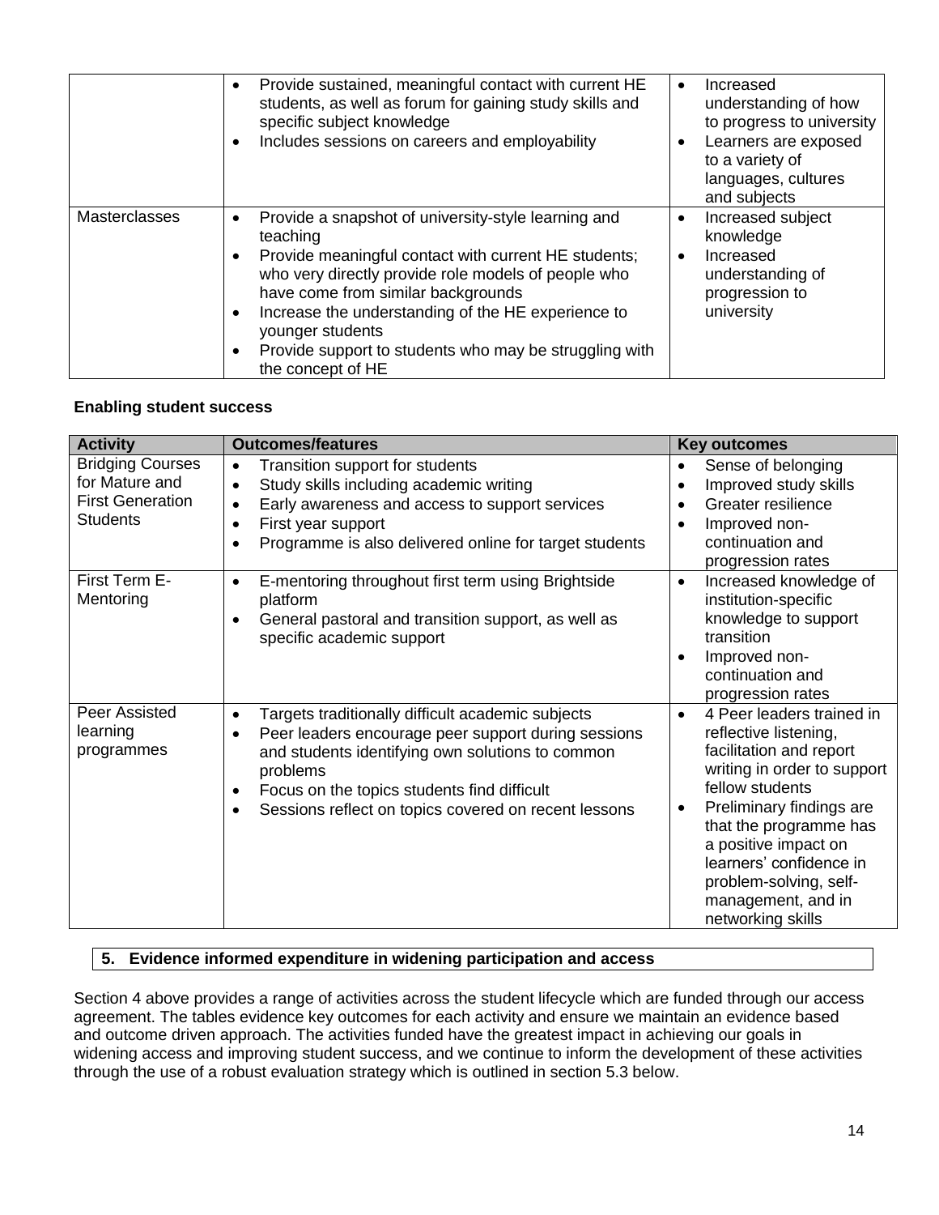| | | |
|---|---|---|
| | • Provide sustained, meaningful contact with current HE students, as well as forum for gaining study skills and specific subject knowledge<br>• Includes sessions on careers and employability | • Increased understanding of how to progress to university<br>• Learners are exposed to a variety of languages, cultures and subjects |
| Masterclasses | • Provide a snapshot of university-style learning and teaching<br>• Provide meaningful contact with current HE students; who very directly provide role models of people who have come from similar backgrounds<br>• Increase the understanding of the HE experience to younger students<br>• Provide support to students who may be struggling with the concept of HE | • Increased subject knowledge<br>• Increased understanding of progression to university |

**Enabling student success**

| Activity | Outcomes/features | Key outcomes |
|---|---|---|
| Bridging Courses for Mature and First Generation Students | • Transition support for students<br>• Study skills including academic writing<br>• Early awareness and access to support services<br>• First year support<br>• Programme is also delivered online for target students | • Sense of belonging<br>• Improved study skills<br>• Greater resilience<br>• Improved non-continuation and progression rates |
| First Term E-Mentoring | • E-mentoring throughout first term using Brightside platform<br>• General pastoral and transition support, as well as specific academic support | • Increased knowledge of institution-specific knowledge to support transition<br>• Improved non-continuation and progression rates |
| Peer Assisted learning programmes | • Targets traditionally difficult academic subjects<br>• Peer leaders encourage peer support during sessions and students identifying own solutions to common problems<br>• Focus on the topics students find difficult<br>• Sessions reflect on topics covered on recent lessons | • 4 Peer leaders trained in reflective listening, facilitation and report writing in order to support fellow students<br>• Preliminary findings are that the programme has a positive impact on learners' confidence in problem-solving, self-management, and in networking skills |

## 5. Evidence informed expenditure in widening participation and access

Section 4 above provides a range of activities across the student lifecycle which are funded through our access agreement. The tables evidence key outcomes for each activity and ensure we maintain an evidence based and outcome driven approach. The activities funded have the greatest impact in achieving our goals in widening access and improving student success, and we continue to inform the development of these activities through the use of a robust evaluation strategy which is outlined in section 5.3 below.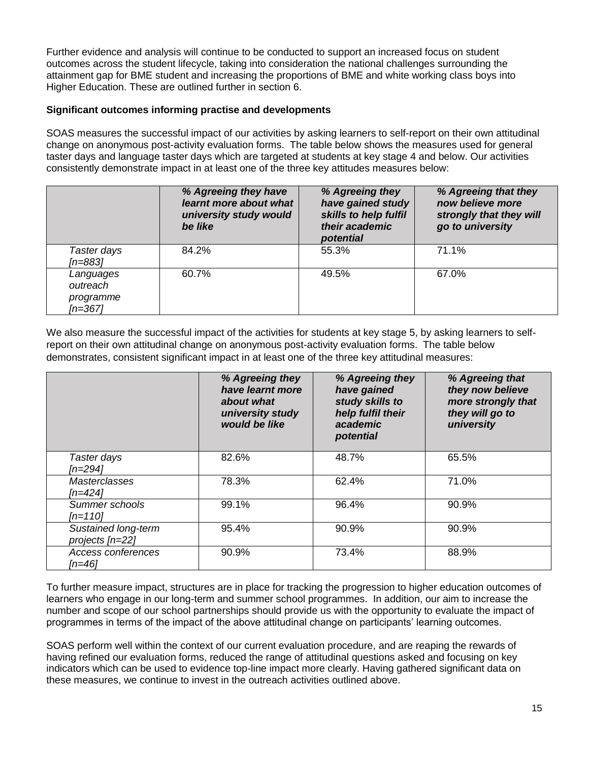Further evidence and analysis will continue to be conducted to support an increased focus on student outcomes across the student lifecycle, taking into consideration the national challenges surrounding the attainment gap for BME student and increasing the proportions of BME and white working class boys into Higher Education. These are outlined further in section 6.

**Significant outcomes informing practise and developments**

SOAS measures the successful impact of our activities by asking learners to self-report on their own attitudinal change on anonymous post-activity evaluation forms. The table below shows the measures used for general taster days and language taster days which are targeted at students at key stage 4 and below. Our activities consistently demonstrate impact in at least one of the three key attitudes measures below:

| | *% Agreeing they have learnt more about what university study would be like* | *% Agreeing they have gained study skills to help fulfil their academic potential* | *% Agreeing that they now believe more strongly that they will go to university* |
|---|---|---|---|
| *Taster days [n=883]* | 84.2% | 55.3% | 71.1% |
| *Languages outreach programme [n=367]* | 60.7% | 49.5% | 67.0% |

We also measure the successful impact of the activities for students at key stage 5, by asking learners to self-report on their own attitudinal change on anonymous post-activity evaluation forms. The table below demonstrates, consistent significant impact in at least one of the three key attitudinal measures:

| | *% Agreeing they have learnt more about what university study would be like* | *% Agreeing they have gained study skills to help fulfil their academic potential* | *% Agreeing that they now believe more strongly that they will go to university* |
|---|---|---|---|
| *Taster days [n=294]* | 82.6% | 48.7% | 65.5% |
| *Masterclasses [n=424]* | 78.3% | 62.4% | 71.0% |
| *Summer schools [n=110]* | 99.1% | 96.4% | 90.9% |
| *Sustained long-term projects [n=22]* | 95.4% | 90.9% | 90.9% |
| *Access conferences [n=46]* | 90.9% | 73.4% | 88.9% |

To further measure impact, structures are in place for tracking the progression to higher education outcomes of learners who engage in our long-term and summer school programmes. In addition, our aim to increase the number and scope of our school partnerships should provide us with the opportunity to evaluate the impact of programmes in terms of the impact of the above attitudinal change on participants' learning outcomes.

SOAS perform well within the context of our current evaluation procedure, and are reaping the rewards of having refined our evaluation forms, reduced the range of attitudinal questions asked and focusing on key indicators which can be used to evidence top-line impact more clearly. Having gathered significant data on these measures, we continue to invest in the outreach activities outlined above.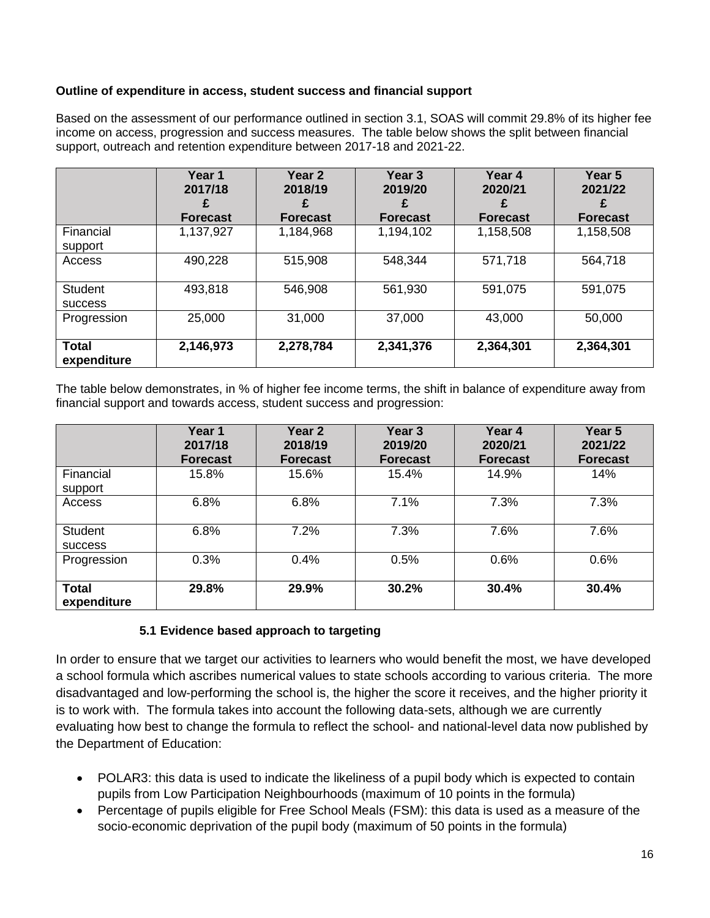**Outline of expenditure in access, student success and financial support**

Based on the assessment of our performance outlined in section 3.1, SOAS will commit 29.8% of its higher fee income on access, progression and success measures. The table below shows the split between financial support, outreach and retention expenditure between 2017-18 and 2021-22.

| | Year 1 2017/18 £ Forecast | Year 2 2018/19 £ Forecast | Year 3 2019/20 £ Forecast | Year 4 2020/21 £ Forecast | Year 5 2021/22 £ Forecast |
|---|---|---|---|---|---|
| Financial support | 1,137,927 | 1,184,968 | 1,194,102 | 1,158,508 | 1,158,508 |
| Access | 490,228 | 515,908 | 548,344 | 571,718 | 564,718 |
| Student success | 493,818 | 546,908 | 561,930 | 591,075 | 591,075 |
| Progression | 25,000 | 31,000 | 37,000 | 43,000 | 50,000 |
| **Total expenditure** | **2,146,973** | **2,278,784** | **2,341,376** | **2,364,301** | **2,364,301** |

The table below demonstrates, in % of higher fee income terms, the shift in balance of expenditure away from financial support and towards access, student success and progression:

| | Year 1 2017/18 Forecast | Year 2 2018/19 Forecast | Year 3 2019/20 Forecast | Year 4 2020/21 Forecast | Year 5 2021/22 Forecast |
|---|---|---|---|---|---|
| Financial support | 15.8% | 15.6% | 15.4% | 14.9% | 14% |
| Access | 6.8% | 6.8% | 7.1% | 7.3% | 7.3% |
| Student success | 6.8% | 7.2% | 7.3% | 7.6% | 7.6% |
| Progression | 0.3% | 0.4% | 0.5% | 0.6% | 0.6% |
| **Total expenditure** | **29.8%** | **29.9%** | **30.2%** | **30.4%** | **30.4%** |

### 5.1 Evidence based approach to targeting

In order to ensure that we target our activities to learners who would benefit the most, we have developed a school formula which ascribes numerical values to state schools according to various criteria. The more disadvantaged and low-performing the school is, the higher the score it receives, and the higher priority it is to work with. The formula takes into account the following data-sets, although we are currently evaluating how best to change the formula to reflect the school- and national-level data now published by the Department of Education:

- POLAR3: this data is used to indicate the likeliness of a pupil body which is expected to contain pupils from Low Participation Neighbourhoods (maximum of 10 points in the formula)
- Percentage of pupils eligible for Free School Meals (FSM): this data is used as a measure of the socio-economic deprivation of the pupil body (maximum of 50 points in the formula)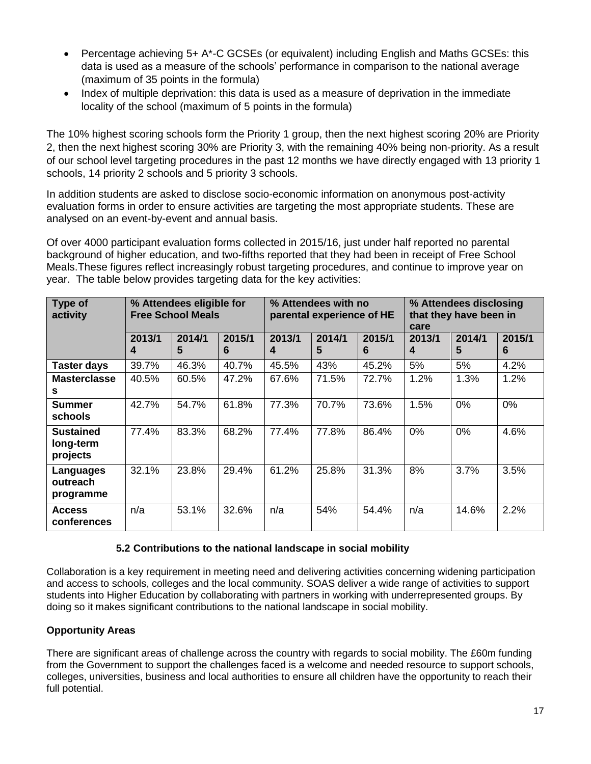- Percentage achieving 5+ A*-C GCSEs (or equivalent) including English and Maths GCSEs: this data is used as a measure of the schools' performance in comparison to the national average (maximum of 35 points in the formula)
- Index of multiple deprivation: this data is used as a measure of deprivation in the immediate locality of the school (maximum of 5 points in the formula)

The 10% highest scoring schools form the Priority 1 group, then the next highest scoring 20% are Priority 2, then the next highest scoring 30% are Priority 3, with the remaining 40% being non-priority. As a result of our school level targeting procedures in the past 12 months we have directly engaged with 13 priority 1 schools, 14 priority 2 schools and 5 priority 3 schools.

In addition students are asked to disclose socio-economic information on anonymous post-activity evaluation forms in order to ensure activities are targeting the most appropriate students. These are analysed on an event-by-event and annual basis.

Of over 4000 participant evaluation forms collected in 2015/16, just under half reported no parental background of higher education, and two-fifths reported that they had been in receipt of Free School Meals.These figures reflect increasingly robust targeting procedures, and continue to improve year on year. The table below provides targeting data for the key activities:

| Type of activity | % Attendees eligible for Free School Meals | | | % Attendees with no parental experience of HE | | | % Attendees disclosing that they have been in care | | |
|---|---|---|---|---|---|---|---|---|---|
| | 2013/14 | 2014/15 | 2015/16 | 2013/14 | 2014/15 | 2015/16 | 2013/14 | 2014/15 | 2015/16 |
| **Taster days** | 39.7% | 46.3% | 40.7% | 45.5% | 43% | 45.2% | 5% | 5% | 4.2% |
| **Masterclasses** | 40.5% | 60.5% | 47.2% | 67.6% | 71.5% | 72.7% | 1.2% | 1.3% | 1.2% |
| **Summer schools** | 42.7% | 54.7% | 61.8% | 77.3% | 70.7% | 73.6% | 1.5% | 0% | 0% |
| **Sustained long-term projects** | 77.4% | 83.3% | 68.2% | 77.4% | 77.8% | 86.4% | 0% | 0% | 4.6% |
| **Languages outreach programme** | 32.1% | 23.8% | 29.4% | 61.2% | 25.8% | 31.3% | 8% | 3.7% | 3.5% |
| **Access conferences** | n/a | 53.1% | 32.6% | n/a | 54% | 54.4% | n/a | 14.6% | 2.2% |

### 5.2 Contributions to the national landscape in social mobility

Collaboration is a key requirement in meeting need and delivering activities concerning widening participation and access to schools, colleges and the local community. SOAS deliver a wide range of activities to support students into Higher Education by collaborating with partners in working with underrepresented groups. By doing so it makes significant contributions to the national landscape in social mobility.

**Opportunity Areas**

There are significant areas of challenge across the country with regards to social mobility. The £60m funding from the Government to support the challenges faced is a welcome and needed resource to support schools, colleges, universities, business and local authorities to ensure all children have the opportunity to reach their full potential.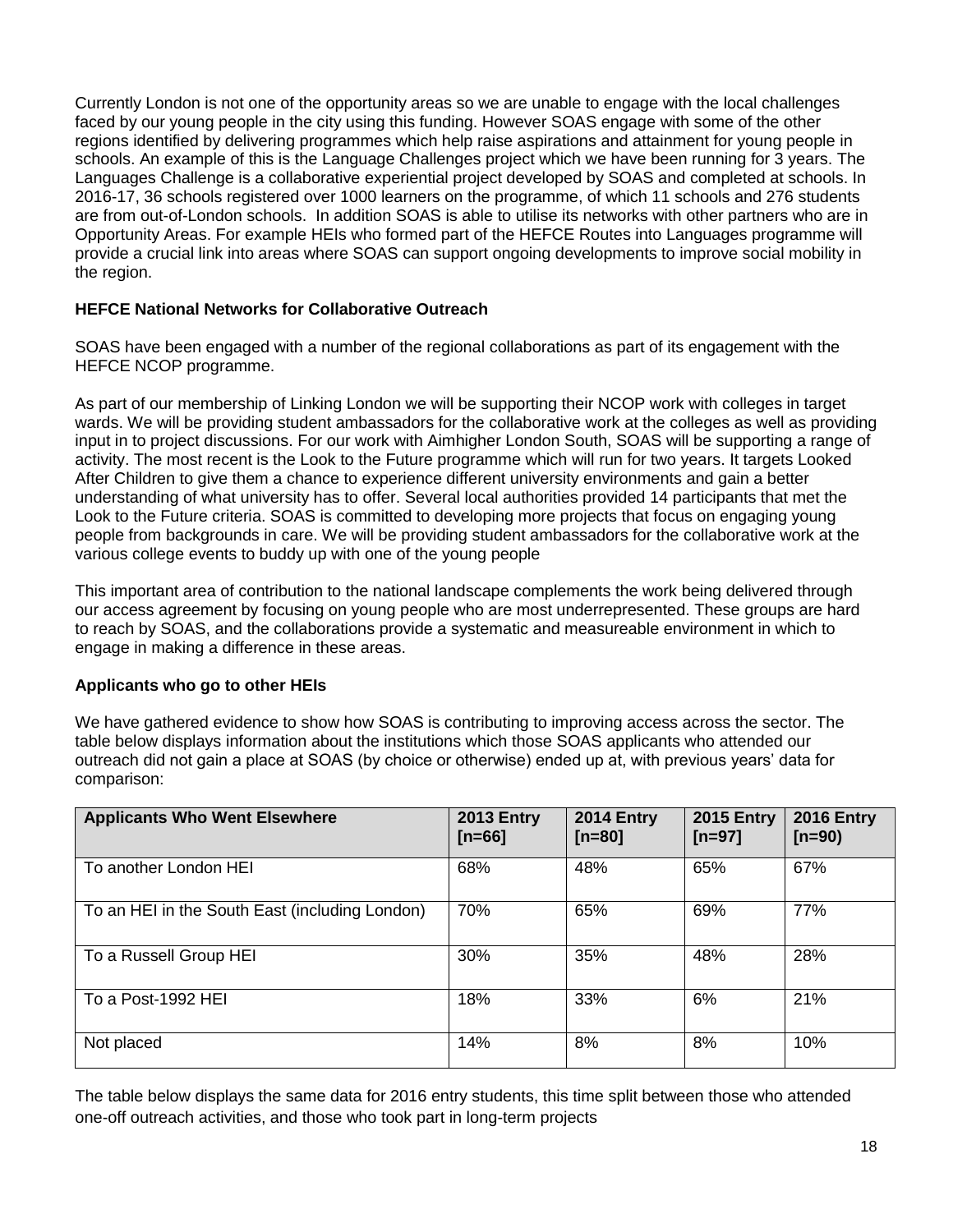Currently London is not one of the opportunity areas so we are unable to engage with the local challenges faced by our young people in the city using this funding. However SOAS engage with some of the other regions identified by delivering programmes which help raise aspirations and attainment for young people in schools. An example of this is the Language Challenges project which we have been running for 3 years. The Languages Challenge is a collaborative experiential project developed by SOAS and completed at schools. In 2016-17, 36 schools registered over 1000 learners on the programme, of which 11 schools and 276 students are from out-of-London schools. In addition SOAS is able to utilise its networks with other partners who are in Opportunity Areas. For example HEIs who formed part of the HEFCE Routes into Languages programme will provide a crucial link into areas where SOAS can support ongoing developments to improve social mobility in the region.

**HEFCE National Networks for Collaborative Outreach**

SOAS have been engaged with a number of the regional collaborations as part of its engagement with the HEFCE NCOP programme.

As part of our membership of Linking London we will be supporting their NCOP work with colleges in target wards. We will be providing student ambassadors for the collaborative work at the colleges as well as providing input in to project discussions. For our work with Aimhigher London South, SOAS will be supporting a range of activity. The most recent is the Look to the Future programme which will run for two years. It targets Looked After Children to give them a chance to experience different university environments and gain a better understanding of what university has to offer. Several local authorities provided 14 participants that met the Look to the Future criteria. SOAS is committed to developing more projects that focus on engaging young people from backgrounds in care. We will be providing student ambassadors for the collaborative work at the various college events to buddy up with one of the young people

This important area of contribution to the national landscape complements the work being delivered through our access agreement by focusing on young people who are most underrepresented. These groups are hard to reach by SOAS, and the collaborations provide a systematic and measureable environment in which to engage in making a difference in these areas.

**Applicants who go to other HEIs**

We have gathered evidence to show how SOAS is contributing to improving access across the sector. The table below displays information about the institutions which those SOAS applicants who attended our outreach did not gain a place at SOAS (by choice or otherwise) ended up at, with previous years' data for comparison:

| Applicants Who Went Elsewhere | 2013 Entry [n=66] | 2014 Entry [n=80] | 2015 Entry [n=97] | 2016 Entry [n=90] |
|---|---|---|---|---|
| To another London HEI | 68% | 48% | 65% | 67% |
| To an HEI in the South East (including London) | 70% | 65% | 69% | 77% |
| To a Russell Group HEI | 30% | 35% | 48% | 28% |
| To a Post-1992 HEI | 18% | 33% | 6% | 21% |
| Not placed | 14% | 8% | 8% | 10% |

The table below displays the same data for 2016 entry students, this time split between those who attended one-off outreach activities, and those who took part in long-term projects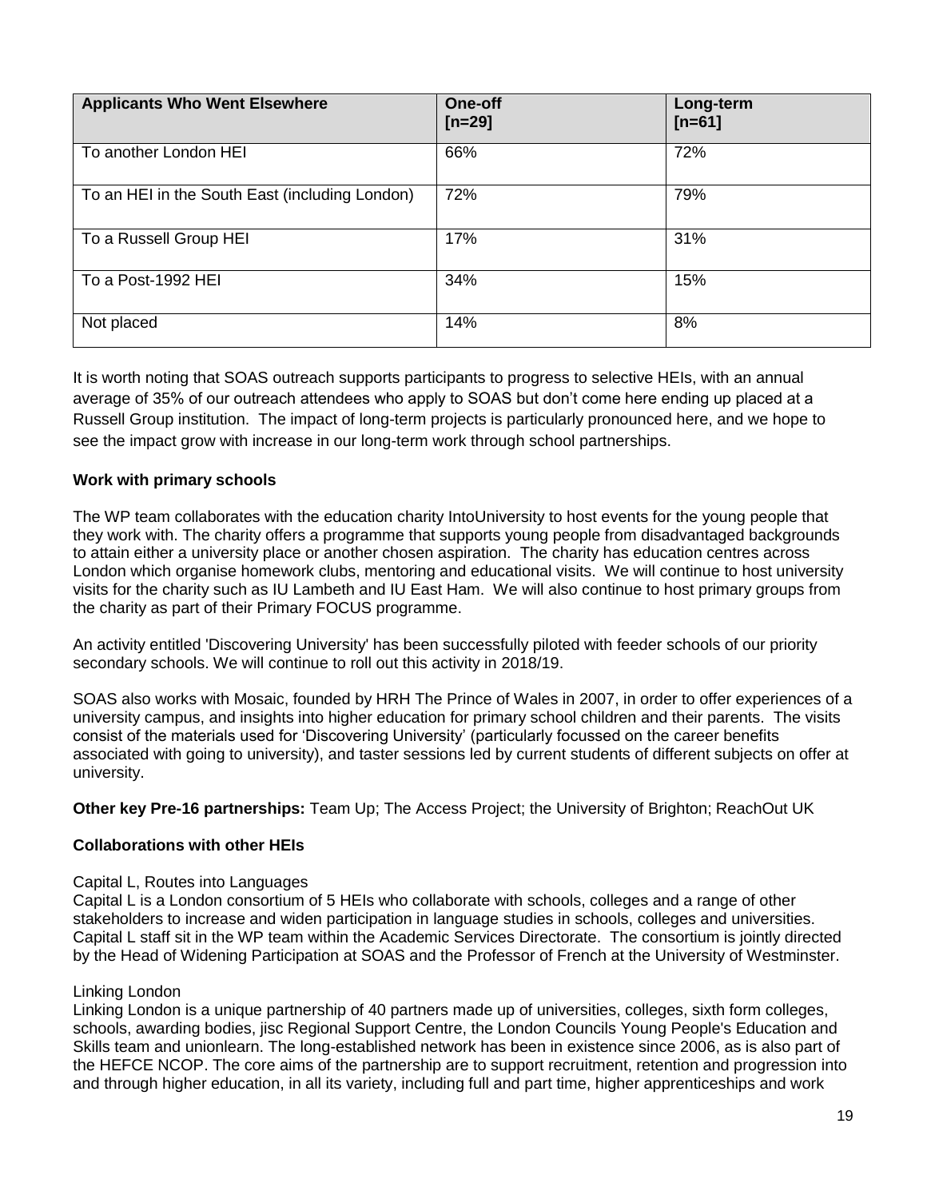| Applicants Who Went Elsewhere | One-off [n=29] | Long-term [n=61] |
| --- | --- | --- |
| To another London HEI | 66% | 72% |
| To an HEI in the South East (including London) | 72% | 79% |
| To a Russell Group HEI | 17% | 31% |
| To a Post-1992 HEI | 34% | 15% |
| Not placed | 14% | 8% |

It is worth noting that SOAS outreach supports participants to progress to selective HEIs, with an annual average of 35% of our outreach attendees who apply to SOAS but don't come here ending up placed at a Russell Group institution. The impact of long-term projects is particularly pronounced here, and we hope to see the impact grow with increase in our long-term work through school partnerships.

**Work with primary schools**

The WP team collaborates with the education charity IntoUniversity to host events for the young people that they work with. The charity offers a programme that supports young people from disadvantaged backgrounds to attain either a university place or another chosen aspiration. The charity has education centres across London which organise homework clubs, mentoring and educational visits. We will continue to host university visits for the charity such as IU Lambeth and IU East Ham. We will also continue to host primary groups from the charity as part of their Primary FOCUS programme.

An activity entitled 'Discovering University' has been successfully piloted with feeder schools of our priority secondary schools. We will continue to roll out this activity in 2018/19.

SOAS also works with Mosaic, founded by HRH The Prince of Wales in 2007, in order to offer experiences of a university campus, and insights into higher education for primary school children and their parents. The visits consist of the materials used for 'Discovering University' (particularly focussed on the career benefits associated with going to university), and taster sessions led by current students of different subjects on offer at university.

**Other key Pre-16 partnerships:** Team Up; The Access Project; the University of Brighton; ReachOut UK

**Collaborations with other HEIs**

Capital L, Routes into Languages

Capital L is a London consortium of 5 HEIs who collaborate with schools, colleges and a range of other stakeholders to increase and widen participation in language studies in schools, colleges and universities. Capital L staff sit in the WP team within the Academic Services Directorate. The consortium is jointly directed by the Head of Widening Participation at SOAS and the Professor of French at the University of Westminster.

Linking London

Linking London is a unique partnership of 40 partners made up of universities, colleges, sixth form colleges, schools, awarding bodies, jisc Regional Support Centre, the London Councils Young People's Education and Skills team and unionlearn. The long-established network has been in existence since 2006, as is also part of the HEFCE NCOP. The core aims of the partnership are to support recruitment, retention and progression into and through higher education, in all its variety, including full and part time, higher apprenticeships and work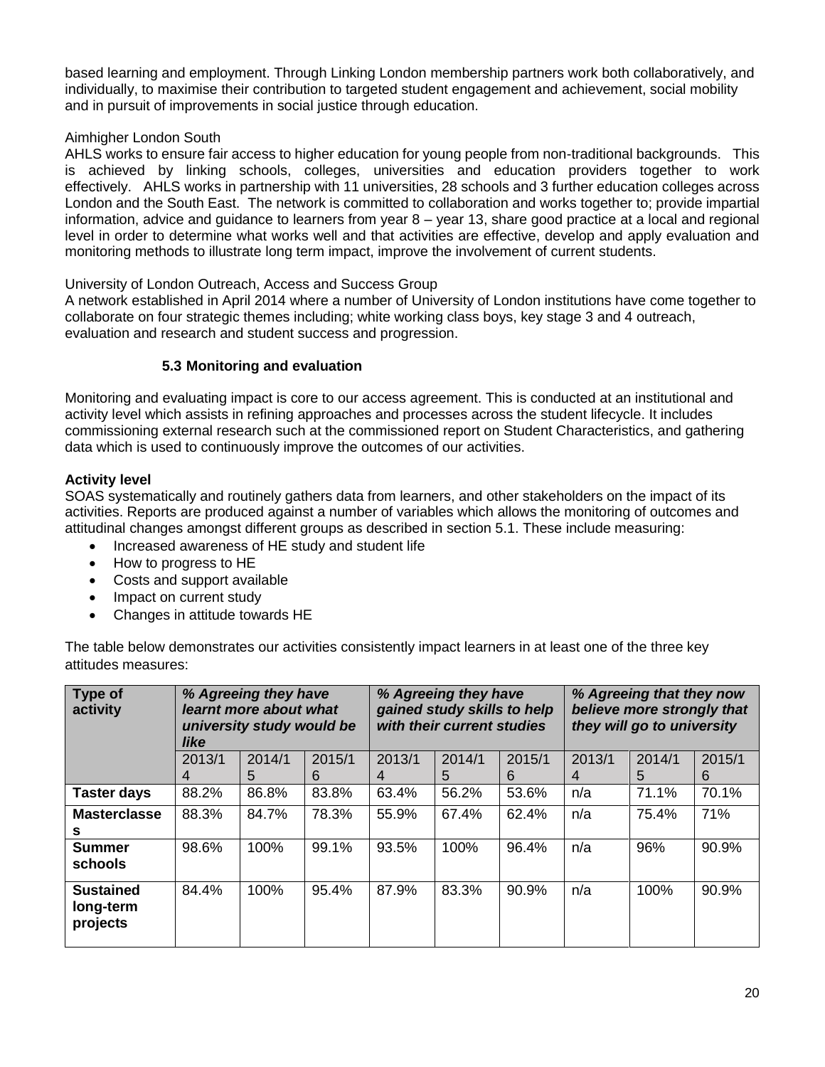based learning and employment. Through Linking London membership partners work both collaboratively, and individually, to maximise their contribution to targeted student engagement and achievement, social mobility and in pursuit of improvements in social justice through education.

Aimhigher London South
AHLS works to ensure fair access to higher education for young people from non-traditional backgrounds. This is achieved by linking schools, colleges, universities and education providers together to work effectively. AHLS works in partnership with 11 universities, 28 schools and 3 further education colleges across London and the South East. The network is committed to collaboration and works together to; provide impartial information, advice and guidance to learners from year 8 – year 13, share good practice at a local and regional level in order to determine what works well and that activities are effective, develop and apply evaluation and monitoring methods to illustrate long term impact, improve the involvement of current students.

University of London Outreach, Access and Success Group
A network established in April 2014 where a number of University of London institutions have come together to collaborate on four strategic themes including; white working class boys, key stage 3 and 4 outreach, evaluation and research and student success and progression.

### 5.3 Monitoring and evaluation

Monitoring and evaluating impact is core to our access agreement. This is conducted at an institutional and activity level which assists in refining approaches and processes across the student lifecycle. It includes commissioning external research such at the commissioned report on Student Characteristics, and gathering data which is used to continuously improve the outcomes of our activities.

**Activity level**
SOAS systematically and routinely gathers data from learners, and other stakeholders on the impact of its activities. Reports are produced against a number of variables which allows the monitoring of outcomes and attitudinal changes amongst different groups as described in section 5.1. These include measuring:

- Increased awareness of HE study and student life
- How to progress to HE
- Costs and support available
- Impact on current study
- Changes in attitude towards HE

The table below demonstrates our activities consistently impact learners in at least one of the three key attitudes measures:

| **Type of activity** | ***% Agreeing they have learnt more about what university study would be like*** | | | ***% Agreeing they have gained study skills to help with their current studies*** | | | ***% Agreeing that they now believe more strongly that they will go to university*** | | |
|---|---|---|---|---|---|---|---|---|---|
| | 2013/14 | 2014/15 | 2015/16 | 2013/14 | 2014/15 | 2015/16 | 2013/14 | 2014/15 | 2015/16 |
| **Taster days** | 88.2% | 86.8% | 83.8% | 63.4% | 56.2% | 53.6% | n/a | 71.1% | 70.1% |
| **Masterclasses** | 88.3% | 84.7% | 78.3% | 55.9% | 67.4% | 62.4% | n/a | 75.4% | 71% |
| **Summer schools** | 98.6% | 100% | 99.1% | 93.5% | 100% | 96.4% | n/a | 96% | 90.9% |
| **Sustained long-term projects** | 84.4% | 100% | 95.4% | 87.9% | 83.3% | 90.9% | n/a | 100% | 90.9% |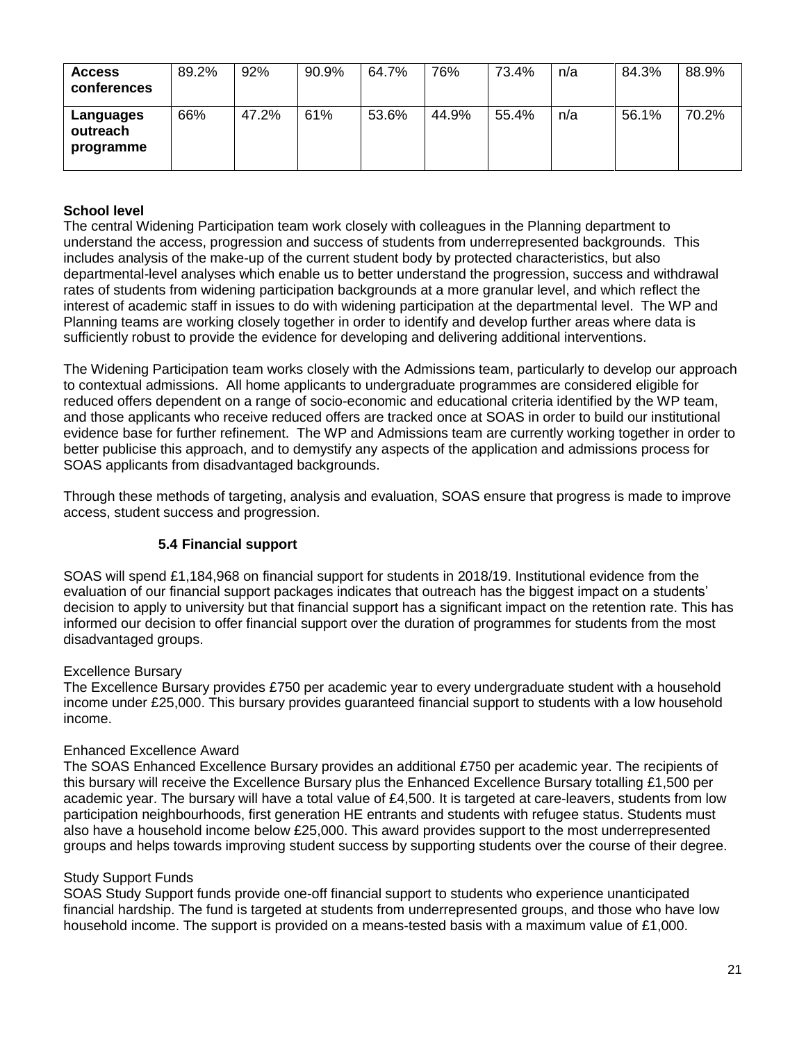| | | | | | | | | | |
|---|---|---|---|---|---|---|---|---|---|
| **Access conferences** | 89.2% | 92% | 90.9% | 64.7% | 76% | 73.4% | n/a | 84.3% | 88.9% |
| **Languages outreach programme** | 66% | 47.2% | 61% | 53.6% | 44.9% | 55.4% | n/a | 56.1% | 70.2% |

**School level**

The central Widening Participation team work closely with colleagues in the Planning department to understand the access, progression and success of students from underrepresented backgrounds. This includes analysis of the make-up of the current student body by protected characteristics, but also departmental-level analyses which enable us to better understand the progression, success and withdrawal rates of students from widening participation backgrounds at a more granular level, and which reflect the interest of academic staff in issues to do with widening participation at the departmental level. The WP and Planning teams are working closely together in order to identify and develop further areas where data is sufficiently robust to provide the evidence for developing and delivering additional interventions.

The Widening Participation team works closely with the Admissions team, particularly to develop our approach to contextual admissions. All home applicants to undergraduate programmes are considered eligible for reduced offers dependent on a range of socio-economic and educational criteria identified by the WP team, and those applicants who receive reduced offers are tracked once at SOAS in order to build our institutional evidence base for further refinement. The WP and Admissions team are currently working together in order to better publicise this approach, and to demystify any aspects of the application and admissions process for SOAS applicants from disadvantaged backgrounds.

Through these methods of targeting, analysis and evaluation, SOAS ensure that progress is made to improve access, student success and progression.

### 5.4 Financial support

SOAS will spend £1,184,968 on financial support for students in 2018/19. Institutional evidence from the evaluation of our financial support packages indicates that outreach has the biggest impact on a students' decision to apply to university but that financial support has a significant impact on the retention rate. This has informed our decision to offer financial support over the duration of programmes for students from the most disadvantaged groups.

Excellence Bursary

The Excellence Bursary provides £750 per academic year to every undergraduate student with a household income under £25,000. This bursary provides guaranteed financial support to students with a low household income.

Enhanced Excellence Award

The SOAS Enhanced Excellence Bursary provides an additional £750 per academic year. The recipients of this bursary will receive the Excellence Bursary plus the Enhanced Excellence Bursary totalling £1,500 per academic year. The bursary will have a total value of £4,500. It is targeted at care-leavers, students from low participation neighbourhoods, first generation HE entrants and students with refugee status. Students must also have a household income below £25,000. This award provides support to the most underrepresented groups and helps towards improving student success by supporting students over the course of their degree.

Study Support Funds

SOAS Study Support funds provide one-off financial support to students who experience unanticipated financial hardship. The fund is targeted at students from underrepresented groups, and those who have low household income. The support is provided on a means-tested basis with a maximum value of £1,000.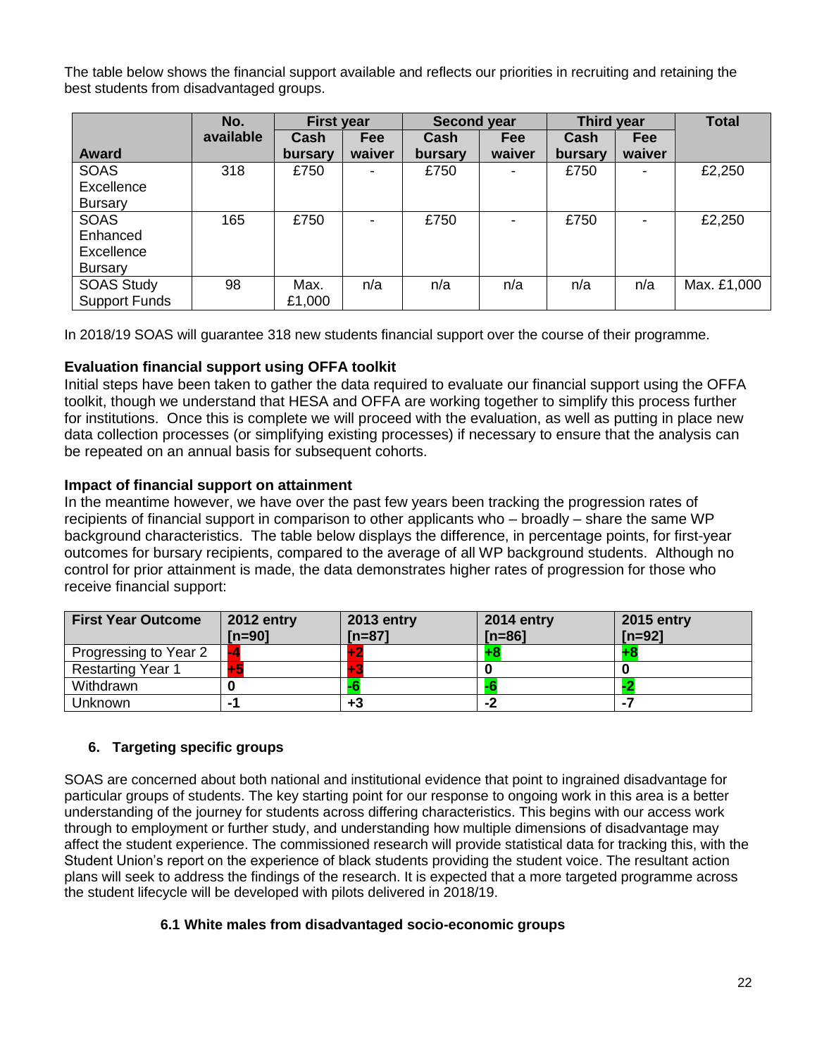The table below shows the financial support available and reflects our priorities in recruiting and retaining the best students from disadvantaged groups.

| Award | No. available | First year | | Second year | | Third year | | Total |
|---|---|---|---|---|---|---|---|---|
| | | Cash bursary | Fee waiver | Cash bursary | Fee waiver | Cash bursary | Fee waiver | |
| SOAS Excellence Bursary | 318 | £750 | - | £750 | - | £750 | - | £2,250 |
| SOAS Enhanced Excellence Bursary | 165 | £750 | - | £750 | - | £750 | - | £2,250 |
| SOAS Study Support Funds | 98 | Max. £1,000 | n/a | n/a | n/a | n/a | n/a | Max. £1,000 |

In 2018/19 SOAS will guarantee 318 new students financial support over the course of their programme.

**Evaluation financial support using OFFA toolkit**

Initial steps have been taken to gather the data required to evaluate our financial support using the OFFA toolkit, though we understand that HESA and OFFA are working together to simplify this process further for institutions. Once this is complete we will proceed with the evaluation, as well as putting in place new data collection processes (or simplifying existing processes) if necessary to ensure that the analysis can be repeated on an annual basis for subsequent cohorts.

**Impact of financial support on attainment**

In the meantime however, we have over the past few years been tracking the progression rates of recipients of financial support in comparison to other applicants who – broadly – share the same WP background characteristics. The table below displays the difference, in percentage points, for first-year outcomes for bursary recipients, compared to the average of all WP background students. Although no control for prior attainment is made, the data demonstrates higher rates of progression for those who receive financial support:

| First Year Outcome | 2012 entry [n=90] | 2013 entry [n=87] | 2014 entry [n=86] | 2015 entry [n=92] |
|---|---|---|---|---|
| Progressing to Year 2 | -4 | +2 | +8 | +8 |
| Restarting Year 1 | +5 | +3 | 0 | 0 |
| Withdrawn | 0 | -6 | -6 | -2 |
| Unknown | -1 | +3 | -2 | -7 |

## 6. Targeting specific groups

SOAS are concerned about both national and institutional evidence that point to ingrained disadvantage for particular groups of students. The key starting point for our response to ongoing work in this area is a better understanding of the journey for students across differing characteristics. This begins with our access work through to employment or further study, and understanding how multiple dimensions of disadvantage may affect the student experience. The commissioned research will provide statistical data for tracking this, with the Student Union's report on the experience of black students providing the student voice. The resultant action plans will seek to address the findings of the research. It is expected that a more targeted programme across the student lifecycle will be developed with pilots delivered in 2018/19.

### 6.1 White males from disadvantaged socio-economic groups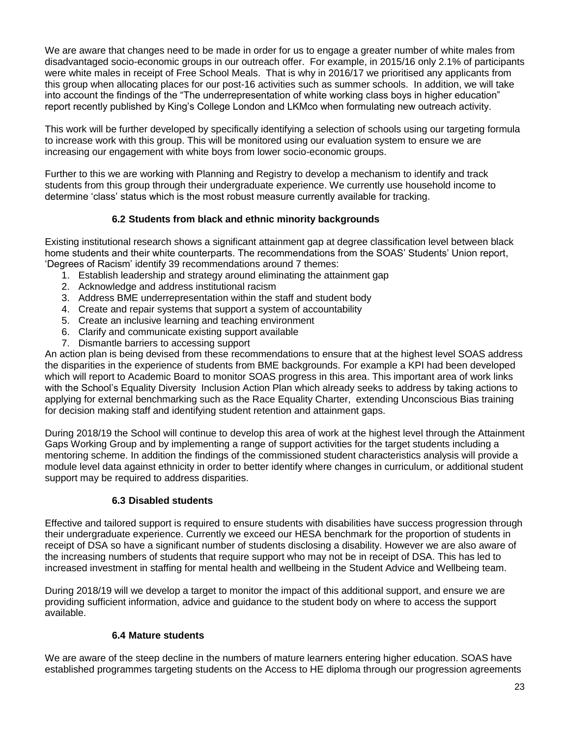We are aware that changes need to be made in order for us to engage a greater number of white males from disadvantaged socio-economic groups in our outreach offer. For example, in 2015/16 only 2.1% of participants were white males in receipt of Free School Meals. That is why in 2016/17 we prioritised any applicants from this group when allocating places for our post-16 activities such as summer schools. In addition, we will take into account the findings of the "The underrepresentation of white working class boys in higher education" report recently published by King's College London and LKMco when formulating new outreach activity.

This work will be further developed by specifically identifying a selection of schools using our targeting formula to increase work with this group. This will be monitored using our evaluation system to ensure we are increasing our engagement with white boys from lower socio-economic groups.

Further to this we are working with Planning and Registry to develop a mechanism to identify and track students from this group through their undergraduate experience. We currently use household income to determine 'class' status which is the most robust measure currently available for tracking.

### 6.2 Students from black and ethnic minority backgrounds

Existing institutional research shows a significant attainment gap at degree classification level between black home students and their white counterparts. The recommendations from the SOAS' Students' Union report, 'Degrees of Racism' identify 39 recommendations around 7 themes:

1. Establish leadership and strategy around eliminating the attainment gap
2. Acknowledge and address institutional racism
3. Address BME underrepresentation within the staff and student body
4. Create and repair systems that support a system of accountability
5. Create an inclusive learning and teaching environment
6. Clarify and communicate existing support available
7. Dismantle barriers to accessing support

An action plan is being devised from these recommendations to ensure that at the highest level SOAS address the disparities in the experience of students from BME backgrounds. For example a KPI had been developed which will report to Academic Board to monitor SOAS progress in this area. This important area of work links with the School's Equality Diversity Inclusion Action Plan which already seeks to address by taking actions to applying for external benchmarking such as the Race Equality Charter, extending Unconscious Bias training for decision making staff and identifying student retention and attainment gaps.

During 2018/19 the School will continue to develop this area of work at the highest level through the Attainment Gaps Working Group and by implementing a range of support activities for the target students including a mentoring scheme. In addition the findings of the commissioned student characteristics analysis will provide a module level data against ethnicity in order to better identify where changes in curriculum, or additional student support may be required to address disparities.

### 6.3 Disabled students

Effective and tailored support is required to ensure students with disabilities have success progression through their undergraduate experience. Currently we exceed our HESA benchmark for the proportion of students in receipt of DSA so have a significant number of students disclosing a disability. However we are also aware of the increasing numbers of students that require support who may not be in receipt of DSA. This has led to increased investment in staffing for mental health and wellbeing in the Student Advice and Wellbeing team.

During 2018/19 will we develop a target to monitor the impact of this additional support, and ensure we are providing sufficient information, advice and guidance to the student body on where to access the support available.

### 6.4 Mature students

We are aware of the steep decline in the numbers of mature learners entering higher education. SOAS have established programmes targeting students on the Access to HE diploma through our progression agreements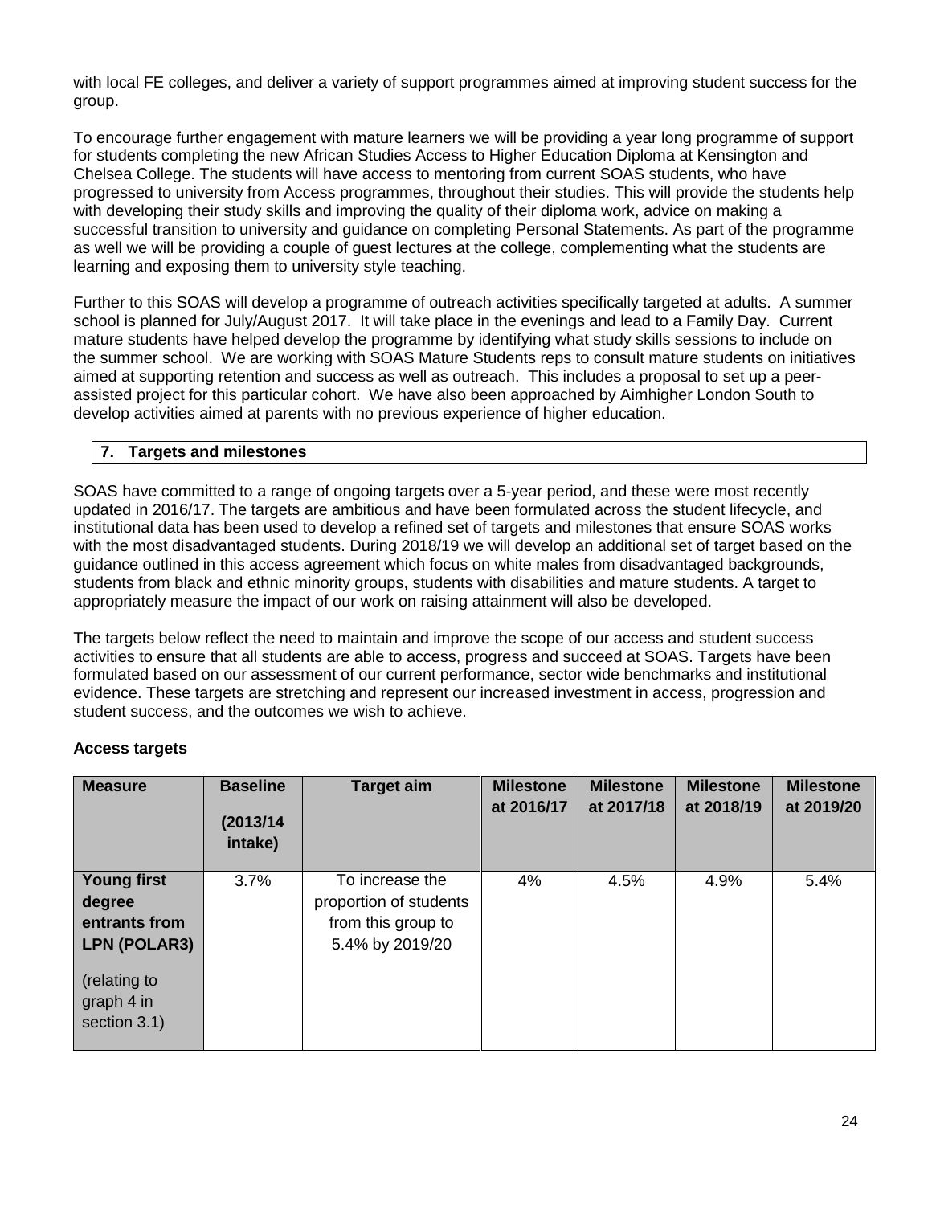with local FE colleges, and deliver a variety of support programmes aimed at improving student success for the group.

To encourage further engagement with mature learners we will be providing a year long programme of support for students completing the new African Studies Access to Higher Education Diploma at Kensington and Chelsea College. The students will have access to mentoring from current SOAS students, who have progressed to university from Access programmes, throughout their studies. This will provide the students help with developing their study skills and improving the quality of their diploma work, advice on making a successful transition to university and guidance on completing Personal Statements. As part of the programme as well we will be providing a couple of guest lectures at the college, complementing what the students are learning and exposing them to university style teaching.

Further to this SOAS will develop a programme of outreach activities specifically targeted at adults. A summer school is planned for July/August 2017. It will take place in the evenings and lead to a Family Day. Current mature students have helped develop the programme by identifying what study skills sessions to include on the summer school. We are working with SOAS Mature Students reps to consult mature students on initiatives aimed at supporting retention and success as well as outreach. This includes a proposal to set up a peer-assisted project for this particular cohort. We have also been approached by Aimhigher London South to develop activities aimed at parents with no previous experience of higher education.

## 7. Targets and milestones

SOAS have committed to a range of ongoing targets over a 5-year period, and these were most recently updated in 2016/17. The targets are ambitious and have been formulated across the student lifecycle, and institutional data has been used to develop a refined set of targets and milestones that ensure SOAS works with the most disadvantaged students. During 2018/19 we will develop an additional set of target based on the guidance outlined in this access agreement which focus on white males from disadvantaged backgrounds, students from black and ethnic minority groups, students with disabilities and mature students. A target to appropriately measure the impact of our work on raising attainment will also be developed.

The targets below reflect the need to maintain and improve the scope of our access and student success activities to ensure that all students are able to access, progress and succeed at SOAS. Targets have been formulated based on our assessment of our current performance, sector wide benchmarks and institutional evidence. These targets are stretching and represent our increased investment in access, progression and student success, and the outcomes we wish to achieve.

**Access targets**

| Measure | Baseline (2013/14 intake) | Target aim | Milestone at 2016/17 | Milestone at 2017/18 | Milestone at 2018/19 | Milestone at 2019/20 |
|---|---|---|---|---|---|---|
| **Young first degree entrants from LPN (POLAR3)** (relating to graph 4 in section 3.1) | 3.7% | To increase the proportion of students from this group to 5.4% by 2019/20 | 4% | 4.5% | 4.9% | 5.4% |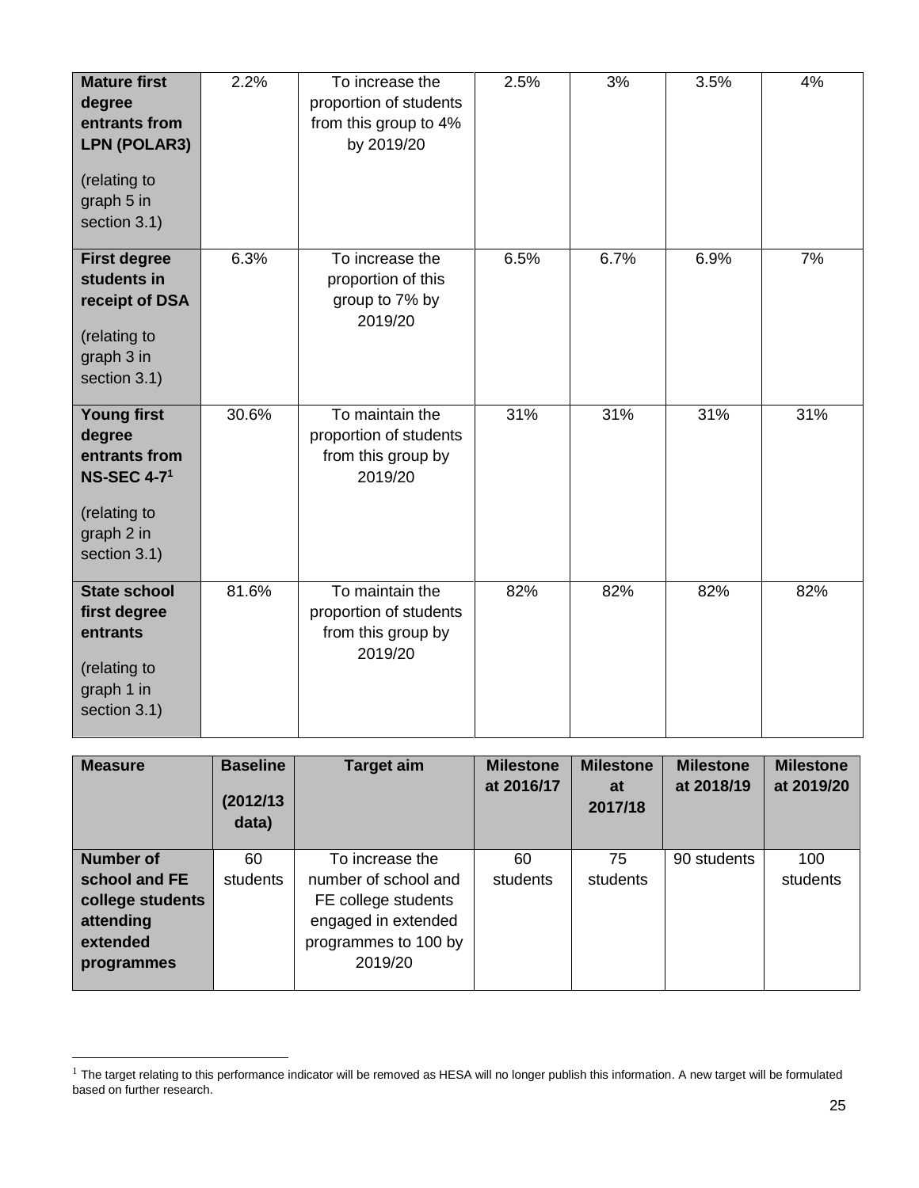| | | | | | | |
|---|---|---|---|---|---|---|
| **Mature first degree entrants from LPN (POLAR3)** (relating to graph 5 in section 3.1) | 2.2% | To increase the proportion of students from this group to 4% by 2019/20 | 2.5% | 3% | 3.5% | 4% |
| **First degree students in receipt of DSA** (relating to graph 3 in section 3.1) | 6.3% | To increase the proportion of this group to 7% by 2019/20 | 6.5% | 6.7% | 6.9% | 7% |
| **Young first degree entrants from NS-SEC 4-7**[1] (relating to graph 2 in section 3.1) | 30.6% | To maintain the proportion of students from this group by 2019/20 | 31% | 31% | 31% | 31% |
| **State school first degree entrants** (relating to graph 1 in section 3.1) | 81.6% | To maintain the proportion of students from this group by 2019/20 | 82% | 82% | 82% | 82% |

| Measure | Baseline (2012/13 data) | Target aim | Milestone at 2016/17 | Milestone at 2017/18 | Milestone at 2018/19 | Milestone at 2019/20 |
|---|---|---|---|---|---|---|
| **Number of school and FE college students attending extended programmes** | 60 students | To increase the number of school and FE college students engaged in extended programmes to 100 by 2019/20 | 60 students | 75 students | 90 students | 100 students |

[1] The target relating to this performance indicator will be removed as HESA will no longer publish this information. A new target will be formulated based on further research.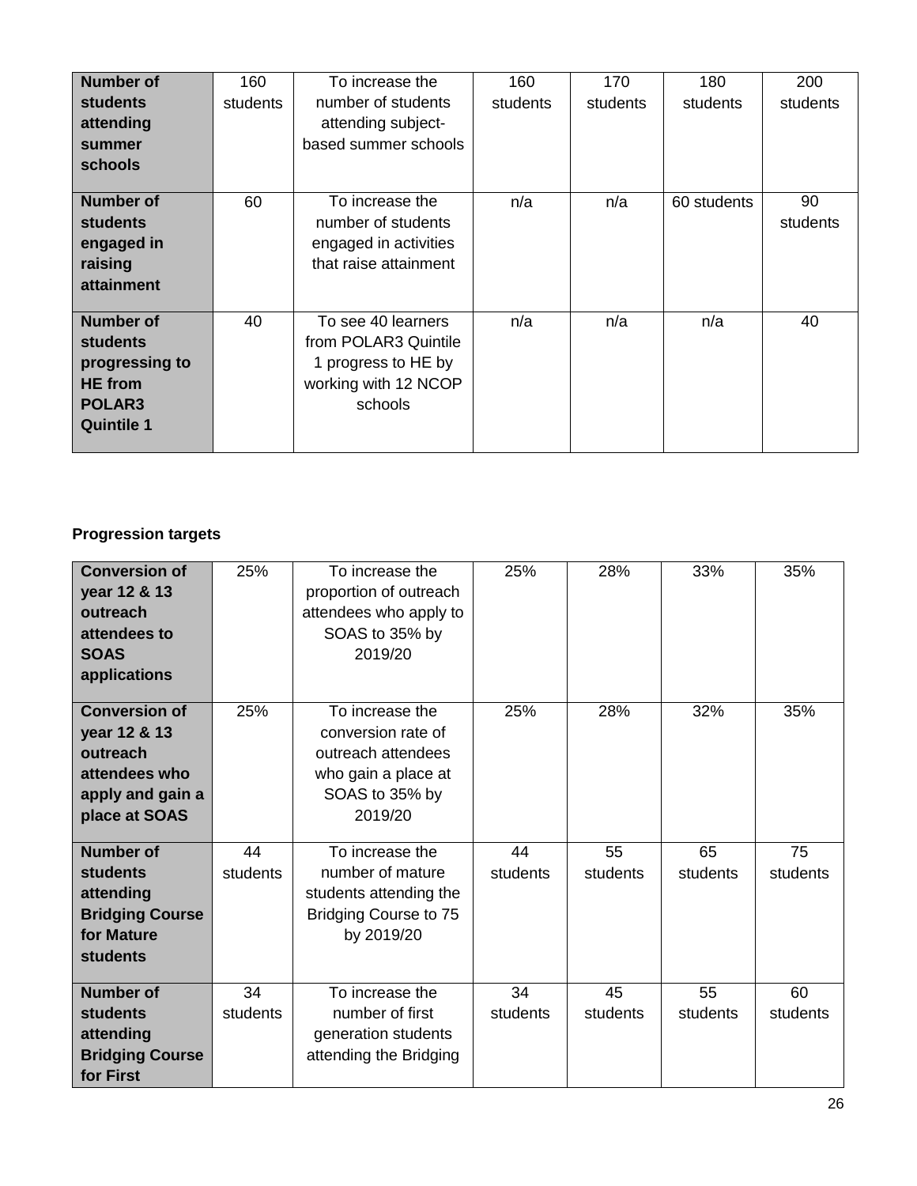| | | | | | | |
|---|---|---|---|---|---|---|
| **Number of students attending summer schools** | 160 students | To increase the number of students attending subject-based summer schools | 160 students | 170 students | 180 students | 200 students |
| **Number of students engaged in raising attainment** | 60 | To increase the number of students engaged in activities that raise attainment | n/a | n/a | 60 students | 90 students |
| **Number of students progressing to HE from POLAR3 Quintile 1** | 40 | To see 40 learners from POLAR3 Quintile 1 progress to HE by working with 12 NCOP schools | n/a | n/a | n/a | 40 |

**Progression targets**

| | | | | | | |
|---|---|---|---|---|---|---|
| **Conversion of year 12 & 13 outreach attendees to SOAS applications** | 25% | To increase the proportion of outreach attendees who apply to SOAS to 35% by 2019/20 | 25% | 28% | 33% | 35% |
| **Conversion of year 12 & 13 outreach attendees who apply and gain a place at SOAS** | 25% | To increase the conversion rate of outreach attendees who gain a place at SOAS to 35% by 2019/20 | 25% | 28% | 32% | 35% |
| **Number of students attending Bridging Course for Mature students** | 44 students | To increase the number of mature students attending the Bridging Course to 75 by 2019/20 | 44 students | 55 students | 65 students | 75 students |
| **Number of students attending Bridging Course for First** | 34 students | To increase the number of first generation students attending the Bridging | 34 students | 45 students | 55 students | 60 students |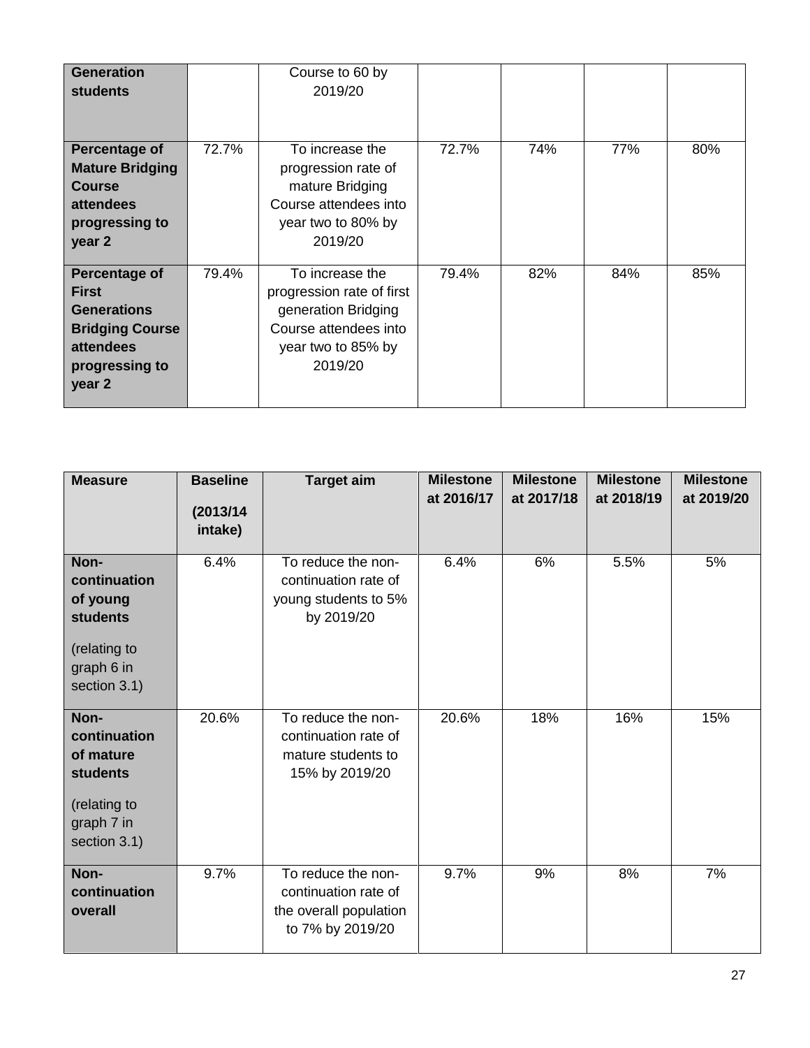| **Generation students** | | Course to 60 by 2019/20 | | | | |
|---|---|---|---|---|---|---|
| **Percentage of Mature Bridging Course attendees progressing to year 2** | 72.7% | To increase the progression rate of mature Bridging Course attendees into year two to 80% by 2019/20 | 72.7% | 74% | 77% | 80% |
| **Percentage of First Generations Bridging Course attendees progressing to year 2** | 79.4% | To increase the progression rate of first generation Bridging Course attendees into year two to 85% by 2019/20 | 79.4% | 82% | 84% | 85% |

| **Measure** | **Baseline (2013/14 intake)** | **Target aim** | **Milestone at 2016/17** | **Milestone at 2017/18** | **Milestone at 2018/19** | **Milestone at 2019/20** |
|---|---|---|---|---|---|---|
| **Non-continuation of young students** (relating to graph 6 in section 3.1) | 6.4% | To reduce the non-continuation rate of young students to 5% by 2019/20 | 6.4% | 6% | 5.5% | 5% |
| **Non-continuation of mature students** (relating to graph 7 in section 3.1) | 20.6% | To reduce the non-continuation rate of mature students to 15% by 2019/20 | 20.6% | 18% | 16% | 15% |
| **Non-continuation overall** | 9.7% | To reduce the non-continuation rate of the overall population to 7% by 2019/20 | 9.7% | 9% | 8% | 7% |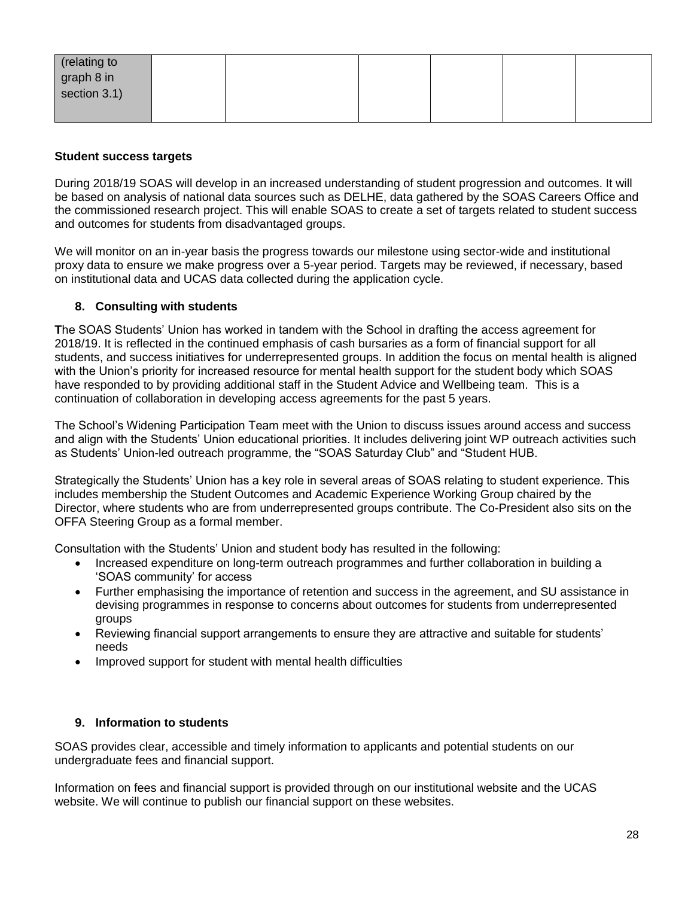| (relating to graph 8 in section 3.1) | | | | | | |
|---|---|---|---|---|---|---|

**Student success targets**

During 2018/19 SOAS will develop in an increased understanding of student progression and outcomes. It will be based on analysis of national data sources such as DELHE, data gathered by the SOAS Careers Office and the commissioned research project. This will enable SOAS to create a set of targets related to student success and outcomes for students from disadvantaged groups.

We will monitor on an in-year basis the progress towards our milestone using sector-wide and institutional proxy data to ensure we make progress over a 5-year period. Targets may be reviewed, if necessary, based on institutional data and UCAS data collected during the application cycle.

## 8. Consulting with students

The SOAS Students' Union has worked in tandem with the School in drafting the access agreement for 2018/19. It is reflected in the continued emphasis of cash bursaries as a form of financial support for all students, and success initiatives for underrepresented groups. In addition the focus on mental health is aligned with the Union's priority for increased resource for mental health support for the student body which SOAS have responded to by providing additional staff in the Student Advice and Wellbeing team. This is a continuation of collaboration in developing access agreements for the past 5 years.

The School's Widening Participation Team meet with the Union to discuss issues around access and success and align with the Students' Union educational priorities. It includes delivering joint WP outreach activities such as Students' Union-led outreach programme, the "SOAS Saturday Club" and "Student HUB.

Strategically the Students' Union has a key role in several areas of SOAS relating to student experience. This includes membership the Student Outcomes and Academic Experience Working Group chaired by the Director, where students who are from underrepresented groups contribute. The Co-President also sits on the OFFA Steering Group as a formal member.

Consultation with the Students' Union and student body has resulted in the following:

- Increased expenditure on long-term outreach programmes and further collaboration in building a 'SOAS community' for access
- Further emphasising the importance of retention and success in the agreement, and SU assistance in devising programmes in response to concerns about outcomes for students from underrepresented groups
- Reviewing financial support arrangements to ensure they are attractive and suitable for students' needs
- Improved support for student with mental health difficulties

## 9. Information to students

SOAS provides clear, accessible and timely information to applicants and potential students on our undergraduate fees and financial support.

Information on fees and financial support is provided through on our institutional website and the UCAS website. We will continue to publish our financial support on these websites.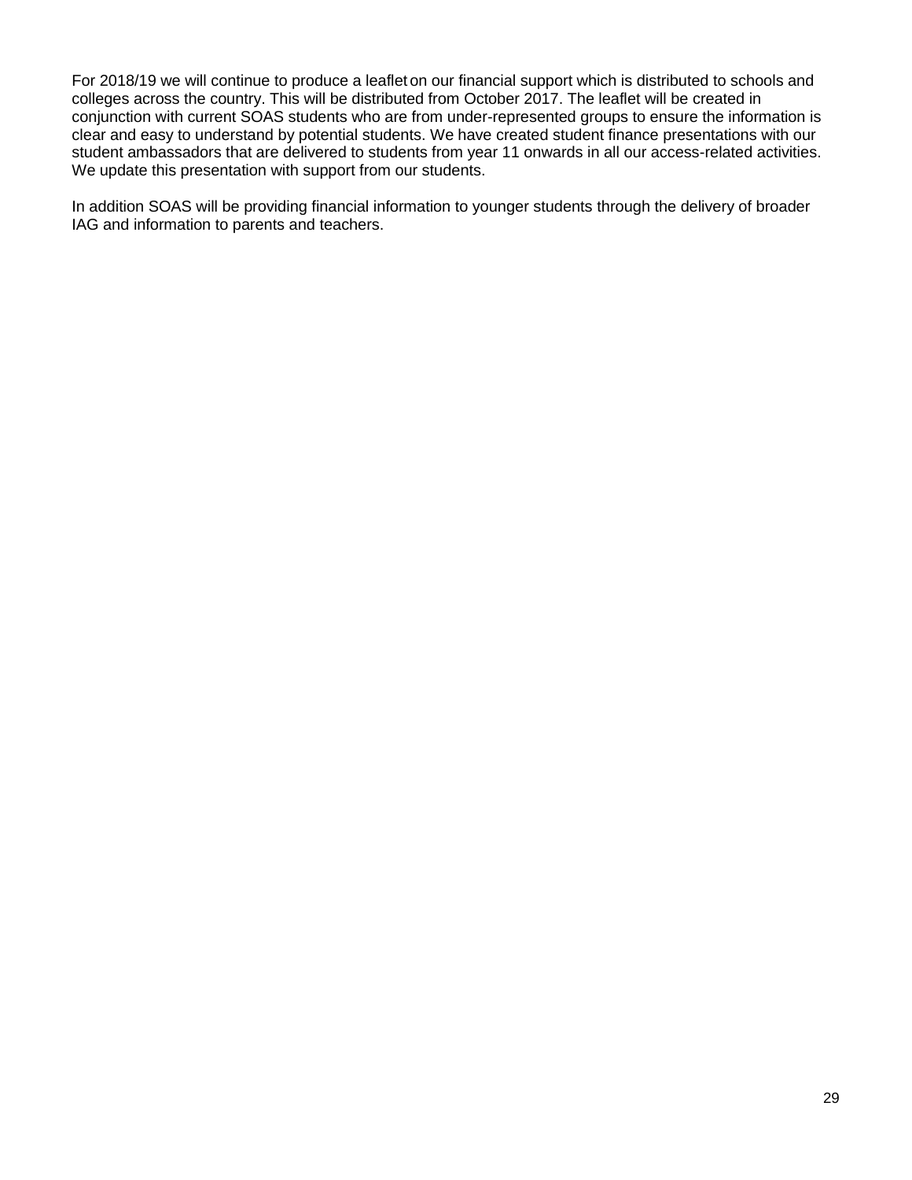For 2018/19 we will continue to produce a leaflet on our financial support which is distributed to schools and colleges across the country. This will be distributed from October 2017. The leaflet will be created in conjunction with current SOAS students who are from under-represented groups to ensure the information is clear and easy to understand by potential students. We have created student finance presentations with our student ambassadors that are delivered to students from year 11 onwards in all our access-related activities. We update this presentation with support from our students.

In addition SOAS will be providing financial information to younger students through the delivery of broader IAG and information to parents and teachers.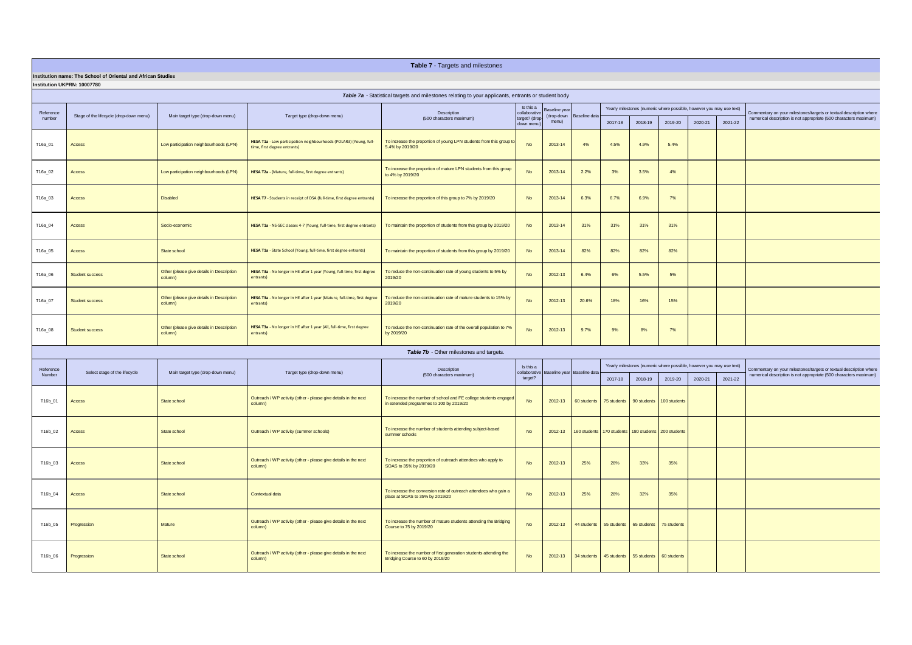# Table 7 - Targets and milestones

**Institution name: The School of Oriental and African Studies**

**Institution UKPRN: 10007780**

## *Table 7a* - Statistical targets and milestones relating to your applicants, entrants or student body

| Reference number | Stage of the lifecycle (drop-down menu) | Main target type (drop-down menu) | Target type (drop-down menu) | Description (500 characters maximum) | Is this a collaborative target? (drop-down menu) | Baseline year (drop-down menu) | Baseline data | Yearly milestones (numeric where possible, however you may use text) | | | | | Commentary on your milestones/targets or textual description where numerical description is not appropriate (500 characters maximum) |
|---|---|---|---|---|---|---|---|---|---|---|---|---|---|
| | | | | | | | | 2017-18 | 2018-19 | 2019-20 | 2020-21 | 2021-22 | |
| T16a_01 | Access | Low participation neighbourhoods (LPN) | **HESA T1a** - Low participation neighbourhoods (POLAR3) (Young, full-time, first degree entrants) | To increase the proportion of young LPN students from this group to 5.4% by 2019/20 | No | 2013-14 | 4% | 4.5% | 4.9% | 5.4% | | | |
| T16a_02 | Access | Low participation neighbourhoods (LPN) | **HESA T2a** - (Mature, full-time, first degree entrants) | To increase the proportion of mature LPN students from this group to 4% by 2019/20 | No | 2013-14 | 2.2% | 3% | 3.5% | 4% | | | |
| T16a_03 | Access | Disabled | **HESA T7** - Students in receipt of DSA (full-time, first degree entrants) | To increase the proportion of this group to 7% by 2019/20 | No | 2013-14 | 6.3% | 6.7% | 6.9% | 7% | | | |
| T16a_04 | Access | Socio-economic | **HESA T1a** - NS-SEC classes 4-7 (Young, full-time, first degree entrants) | To maintain the proportion of students from this group by 2019/20 | No | 2013-14 | 31% | 31% | 31% | 31% | | | |
| T16a_05 | Access | State school | **HESA T1a** - State School (Young, full-time, first degree entrants) | To maintain the proportion of students from this group by 2019/20 | No | 2013-14 | 82% | 82% | 82% | 82% | | | |
| T16a_06 | Student success | Other (please give details in Description column) | **HESA T3a** - No longer in HE after 1 year (Young, full-time, first degree entrants) | To reduce the non-continuation rate of young students to 5% by 2019/20 | No | 2012-13 | 6.4% | 6% | 5.5% | 5% | | | |
| T16a_07 | Student success | Other (please give details in Description column) | **HESA T3a** - No longer in HE after 1 year (Mature, full-time, first degree entrants) | To reduce the non-continuation rate of mature students to 15% by 2019/20 | No | 2012-13 | 20.6% | 18% | 16% | 15% | | | |
| T16a_08 | Student success | Other (please give details in Description column) | **HESA T3a** - No longer in HE after 1 year (All, full-time, first degree entrants) | To reduce the non-continuation rate of the overall population to 7% by 2019/20 | No | 2012-13 | 9.7% | 9% | 8% | 7% | | | |

## *Table 7b* - Other milestones and targets.

| Reference Number | Select stage of the lifecycle | Main target type (drop-down menu) | Target type (drop-down menu) | Description (500 characters maximum) | Is this a collaborative target? | Baseline year | Baseline data | Yearly milestones (numeric where possible, however you may use text) | | | | | Commentary on your milestones/targets or textual description where numerical description is not appropriate (500 characters maximum) |
|---|---|---|---|---|---|---|---|---|---|---|---|---|---|
| | | | | | | | | 2017-18 | 2018-19 | 2019-20 | 2020-21 | 2021-22 | |
| T16b_01 | Access | State school | Outreach / WP activity (other - please give details in the next column) | To increase the number of school and FE college students engaged in extended programmes to 100 by 2019/20 | No | 2012-13 | 60 students | 75 students | 90 students | 100 students | | | |
| T16b_02 | Access | State school | Outreach / WP activity (summer schools) | To increase the number of students attending subject-based summer schools | No | 2012-13 | 160 students | 170 students | 180 students | 200 students | | | |
| T16b_03 | Access | State school | Outreach / WP activity (other - please give details in the next column) | To increase the proportion of outreach attendees who apply to SOAS to 35% by 2019/20 | No | 2012-13 | 25% | 28% | 33% | 35% | | | |
| T16b_04 | Access | State school | Contextual data | To increase the conversion rate of outreach attendees who gain a place at SOAS to 35% by 2019/20 | No | 2012-13 | 25% | 28% | 32% | 35% | | | |
| T16b_05 | Progression | Mature | Outreach / WP activity (other - please give details in the next column) | To increase the number of mature students attending the Bridging Course to 75 by 2019/20 | No | 2012-13 | 44 students | 55 students | 65 students | 75 students | | | |
| T16b_06 | Progression | State school | Outreach / WP activity (other - please give details in the next column) | To increase the number of first generation students attending the Bridging Course to 60 by 2019/20 | No | 2012-13 | 34 students | 45 students | 55 students | 60 students | | | |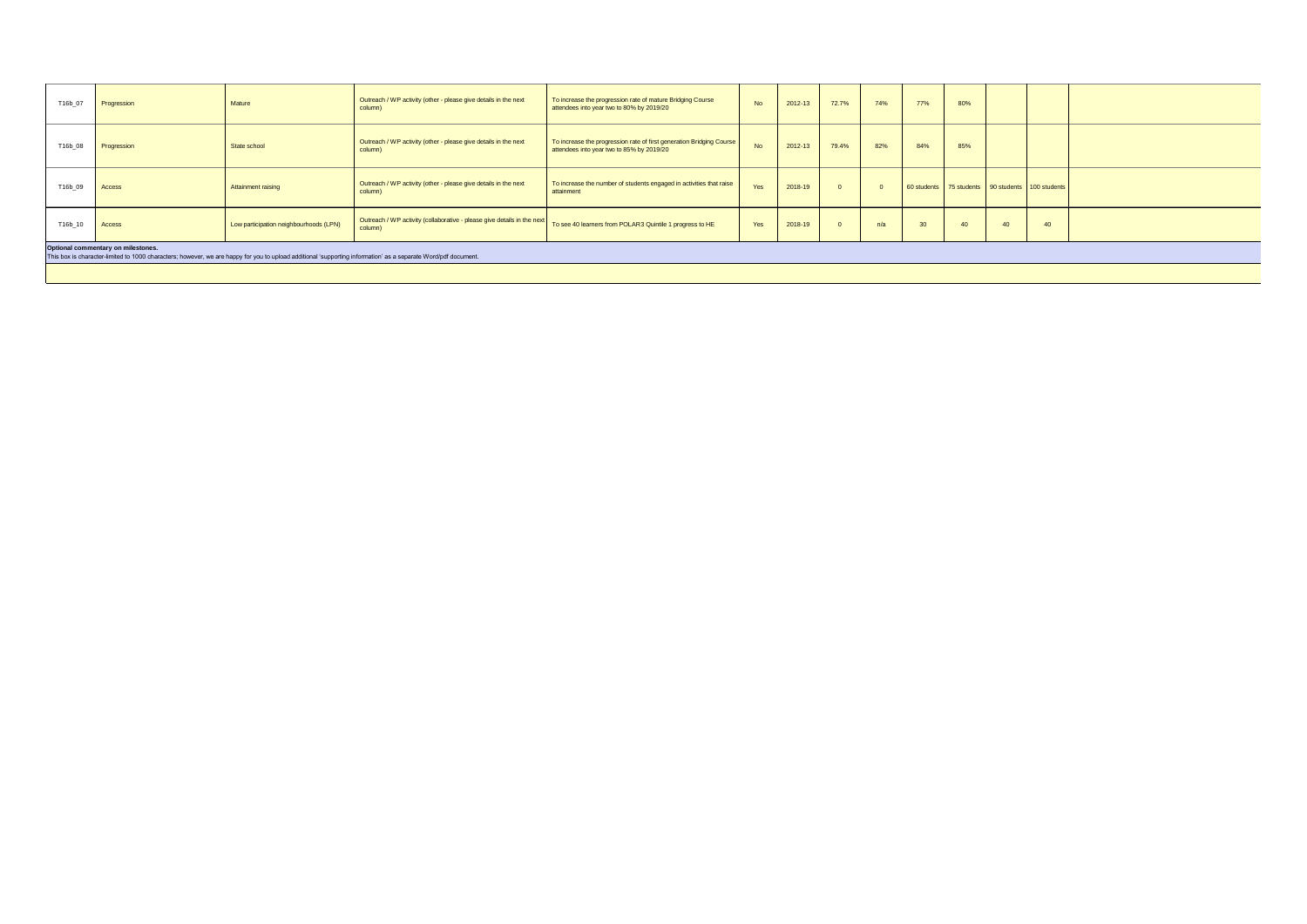| | | | | | | | | | | | | | | |
|---|---|---|---|---|---|---|---|---|---|---|---|---|---|---|
| T16b_07 | Progression | Mature | Outreach / WP activity (other - please give details in the next column) | To increase the progression rate of mature Bridging Course attendees into year two to 80% by 2019/20 | No | 2012-13 | 72.7% | 74% | 77% | 80% | | | | |
| T16b_08 | Progression | State school | Outreach / WP activity (other - please give details in the next column) | To increase the progression rate of first generation Bridging Course attendees into year two to 85% by 2019/20 | No | 2012-13 | 79.4% | 82% | 84% | 85% | | | | |
| T16b_09 | Access | Attainment raising | Outreach / WP activity (other - please give details in the next column) | To increase the number of students engaged in activities that raise attainment | Yes | 2018-19 | 0 | 0 | 60 students | 75 students | 90 students | 100 students | | |
| T16b_10 | Access | Low participation neighbourhoods (LPN) | Outreach / WP activity (collaborative - please give details in the next column) | To see 40 learners from POLAR3 Quintile 1 progress to HE | Yes | 2018-19 | 0 | n/a | 30 | 40 | 40 | 40 | | |

**Optional commentary on milestones.**

This box is character-limited to 1000 characters; however, we are happy for you to upload additional 'supporting information' as a separate Word/pdf document.